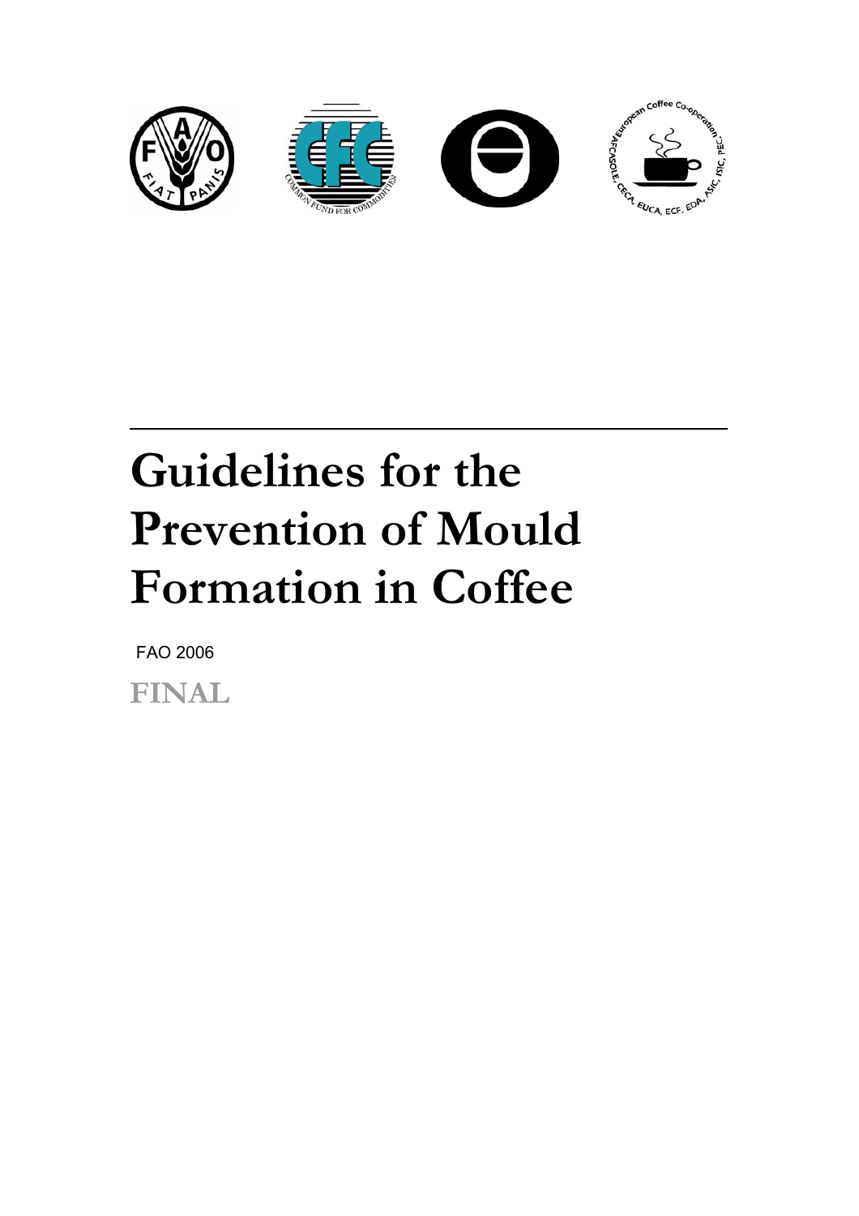# Guidelines for the Prevention of Mould Formation in Coffee

FAO 2006

**FINAL**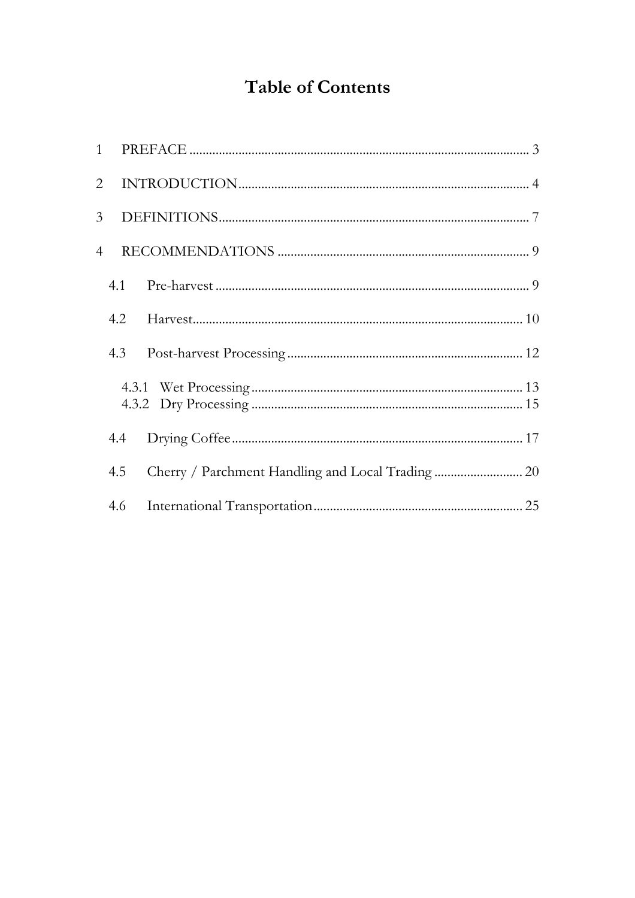# Table of Contents

1 PREFACE ........................................................................................ 3

2 INTRODUCTION ........................................................................... 4

3 DEFINITIONS ................................................................................ 7

4 RECOMMENDATIONS ................................................................. 9

4.1 Pre-harvest ................................................................................ 9

4.2 Harvest ..................................................................................... 10

4.3 Post-harvest Processing ............................................................ 12

4.3.1 Wet Processing ...................................................................... 13

4.3.2 Dry Processing ....................................................................... 15

4.4 Drying Coffee ........................................................................... 17

4.5 Cherry / Parchment Handling and Local Trading ........................ 20

4.6 International Transportation ...................................................... 25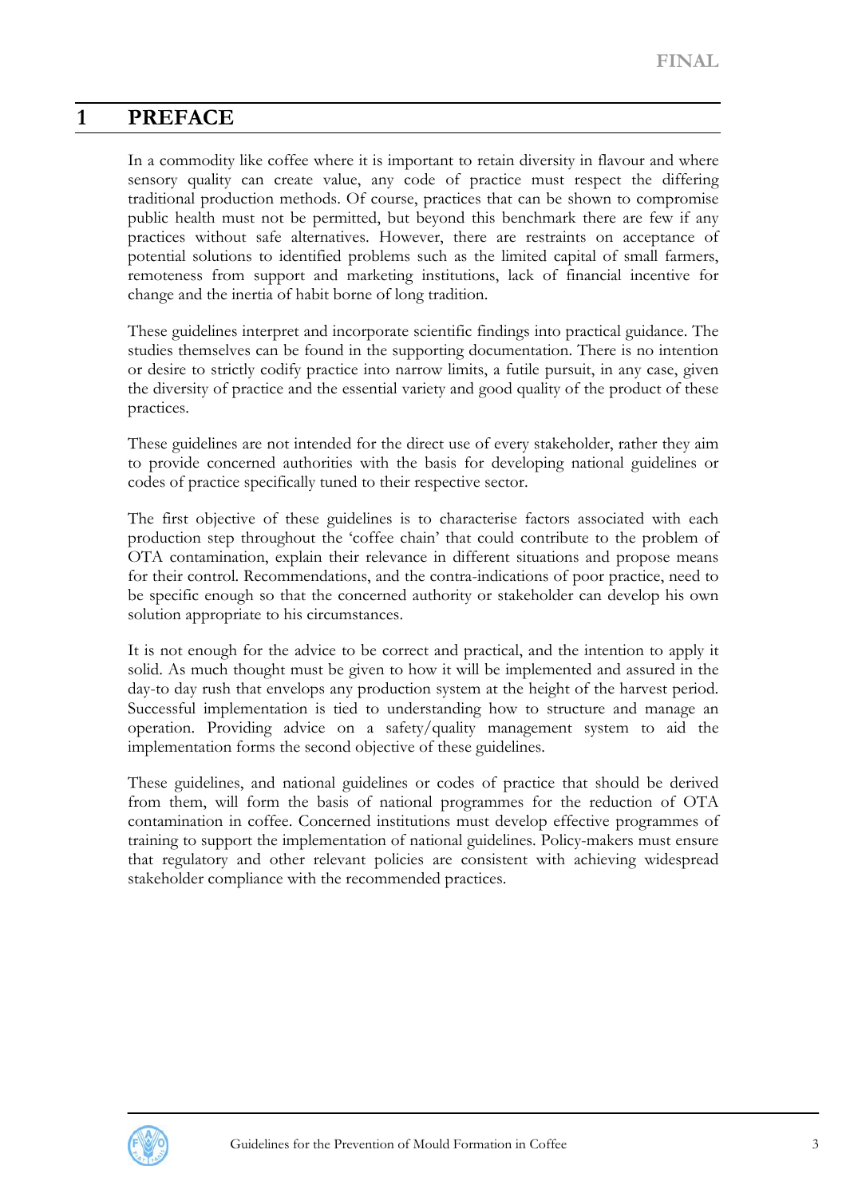# 1 PREFACE

In a commodity like coffee where it is important to retain diversity in flavour and where sensory quality can create value, any code of practice must respect the differing traditional production methods. Of course, practices that can be shown to compromise public health must not be permitted, but beyond this benchmark there are few if any practices without safe alternatives. However, there are restraints on acceptance of potential solutions to identified problems such as the limited capital of small farmers, remoteness from support and marketing institutions, lack of financial incentive for change and the inertia of habit borne of long tradition.

These guidelines interpret and incorporate scientific findings into practical guidance. The studies themselves can be found in the supporting documentation. There is no intention or desire to strictly codify practice into narrow limits, a futile pursuit, in any case, given the diversity of practice and the essential variety and good quality of the product of these practices.

These guidelines are not intended for the direct use of every stakeholder, rather they aim to provide concerned authorities with the basis for developing national guidelines or codes of practice specifically tuned to their respective sector.

The first objective of these guidelines is to characterise factors associated with each production step throughout the 'coffee chain' that could contribute to the problem of OTA contamination, explain their relevance in different situations and propose means for their control. Recommendations, and the contra-indications of poor practice, need to be specific enough so that the concerned authority or stakeholder can develop his own solution appropriate to his circumstances.

It is not enough for the advice to be correct and practical, and the intention to apply it solid. As much thought must be given to how it will be implemented and assured in the day-to day rush that envelops any production system at the height of the harvest period. Successful implementation is tied to understanding how to structure and manage an operation. Providing advice on a safety/quality management system to aid the implementation forms the second objective of these guidelines.

These guidelines, and national guidelines or codes of practice that should be derived from them, will form the basis of national programmes for the reduction of OTA contamination in coffee. Concerned institutions must develop effective programmes of training to support the implementation of national guidelines. Policy-makers must ensure that regulatory and other relevant policies are consistent with achieving widespread stakeholder compliance with the recommended practices.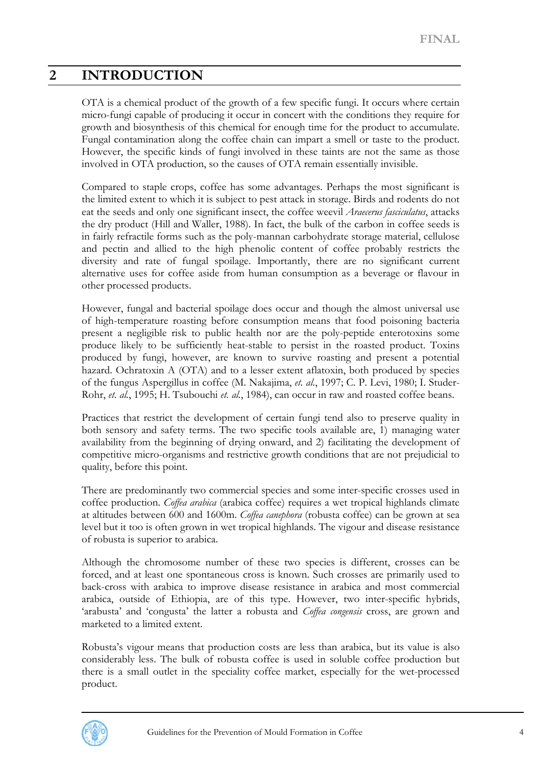# 2 INTRODUCTION

OTA is a chemical product of the growth of a few specific fungi. It occurs where certain micro-fungi capable of producing it occur in concert with the conditions they require for growth and biosynthesis of this chemical for enough time for the product to accumulate. Fungal contamination along the coffee chain can impart a smell or taste to the product. However, the specific kinds of fungi involved in these taints are not the same as those involved in OTA production, so the causes of OTA remain essentially invisible.

Compared to staple crops, coffee has some advantages. Perhaps the most significant is the limited extent to which it is subject to pest attack in storage. Birds and rodents do not eat the seeds and only one significant insect, the coffee weevil *Araecerus fasciculatus*, attacks the dry product (Hill and Waller, 1988). In fact, the bulk of the carbon in coffee seeds is in fairly refractile forms such as the poly-mannan carbohydrate storage material, cellulose and pectin and allied to the high phenolic content of coffee probably restricts the diversity and rate of fungal spoilage. Importantly, there are no significant current alternative uses for coffee aside from human consumption as a beverage or flavour in other processed products.

However, fungal and bacterial spoilage does occur and though the almost universal use of high-temperature roasting before consumption means that food poisoning bacteria present a negligible risk to public health nor are the poly-peptide enterotoxins some produce likely to be sufficiently heat-stable to persist in the roasted product. Toxins produced by fungi, however, are known to survive roasting and present a potential hazard. Ochratoxin A (OTA) and to a lesser extent aflatoxin, both produced by species of the fungus Aspergillus in coffee (M. Nakajima, *et. al.*, 1997; C. P. Levi, 1980; I. Studer-Rohr, *et. al.*, 1995; H. Tsubouchi *et. al.*, 1984), can occur in raw and roasted coffee beans.

Practices that restrict the development of certain fungi tend also to preserve quality in both sensory and safety terms. The two specific tools available are, 1) managing water availability from the beginning of drying onward, and 2) facilitating the development of competitive micro-organisms and restrictive growth conditions that are not prejudicial to quality, before this point.

There are predominantly two commercial species and some inter-specific crosses used in coffee production. *Coffea arabica* (arabica coffee) requires a wet tropical highlands climate at altitudes between 600 and 1600m. *Coffea canephora* (robusta coffee) can be grown at sea level but it too is often grown in wet tropical highlands. The vigour and disease resistance of robusta is superior to arabica.

Although the chromosome number of these two species is different, crosses can be forced, and at least one spontaneous cross is known. Such crosses are primarily used to back-cross with arabica to improve disease resistance in arabica and most commercial arabica, outside of Ethiopia, are of this type. However, two inter-specific hybrids, 'arabusta' and 'congusta' the latter a robusta and *Coffea congensis* cross, are grown and marketed to a limited extent.

Robusta's vigour means that production costs are less than arabica, but its value is also considerably less. The bulk of robusta coffee is used in soluble coffee production but there is a small outlet in the speciality coffee market, especially for the wet-processed product.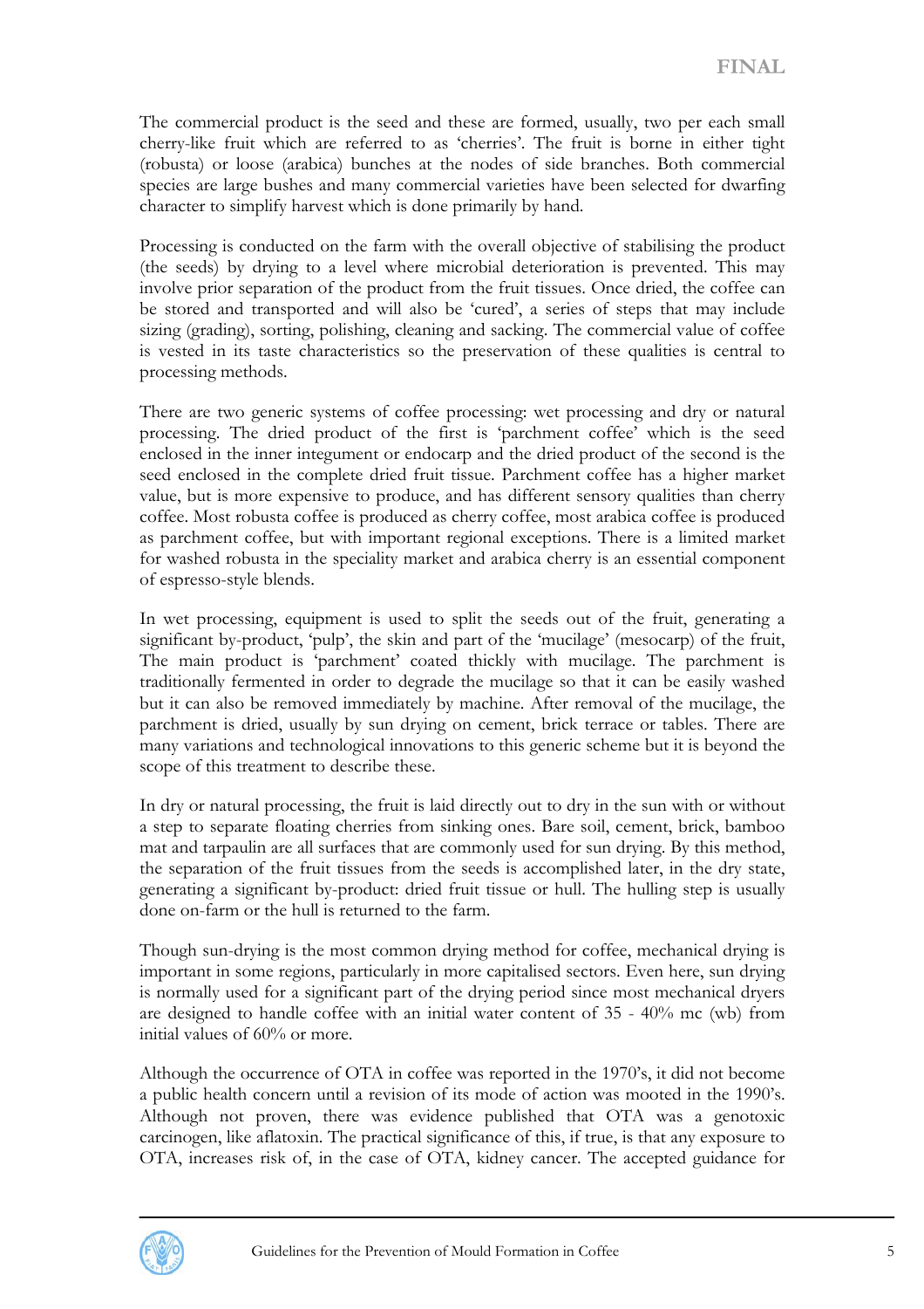The commercial product is the seed and these are formed, usually, two per each small cherry-like fruit which are referred to as 'cherries'. The fruit is borne in either tight (robusta) or loose (arabica) bunches at the nodes of side branches. Both commercial species are large bushes and many commercial varieties have been selected for dwarfing character to simplify harvest which is done primarily by hand.

Processing is conducted on the farm with the overall objective of stabilising the product (the seeds) by drying to a level where microbial deterioration is prevented. This may involve prior separation of the product from the fruit tissues. Once dried, the coffee can be stored and transported and will also be 'cured', a series of steps that may include sizing (grading), sorting, polishing, cleaning and sacking. The commercial value of coffee is vested in its taste characteristics so the preservation of these qualities is central to processing methods.

There are two generic systems of coffee processing: wet processing and dry or natural processing. The dried product of the first is 'parchment coffee' which is the seed enclosed in the inner integument or endocarp and the dried product of the second is the seed enclosed in the complete dried fruit tissue. Parchment coffee has a higher market value, but is more expensive to produce, and has different sensory qualities than cherry coffee. Most robusta coffee is produced as cherry coffee, most arabica coffee is produced as parchment coffee, but with important regional exceptions. There is a limited market for washed robusta in the speciality market and arabica cherry is an essential component of espresso-style blends.

In wet processing, equipment is used to split the seeds out of the fruit, generating a significant by-product, 'pulp', the skin and part of the 'mucilage' (mesocarp) of the fruit, The main product is 'parchment' coated thickly with mucilage. The parchment is traditionally fermented in order to degrade the mucilage so that it can be easily washed but it can also be removed immediately by machine. After removal of the mucilage, the parchment is dried, usually by sun drying on cement, brick terrace or tables. There are many variations and technological innovations to this generic scheme but it is beyond the scope of this treatment to describe these.

In dry or natural processing, the fruit is laid directly out to dry in the sun with or without a step to separate floating cherries from sinking ones. Bare soil, cement, brick, bamboo mat and tarpaulin are all surfaces that are commonly used for sun drying. By this method, the separation of the fruit tissues from the seeds is accomplished later, in the dry state, generating a significant by-product: dried fruit tissue or hull. The hulling step is usually done on-farm or the hull is returned to the farm.

Though sun-drying is the most common drying method for coffee, mechanical drying is important in some regions, particularly in more capitalised sectors. Even here, sun drying is normally used for a significant part of the drying period since most mechanical dryers are designed to handle coffee with an initial water content of 35 - 40% mc (wb) from initial values of 60% or more.

Although the occurrence of OTA in coffee was reported in the 1970's, it did not become a public health concern until a revision of its mode of action was mooted in the 1990's. Although not proven, there was evidence published that OTA was a genotoxic carcinogen, like aflatoxin. The practical significance of this, if true, is that any exposure to OTA, increases risk of, in the case of OTA, kidney cancer. The accepted guidance for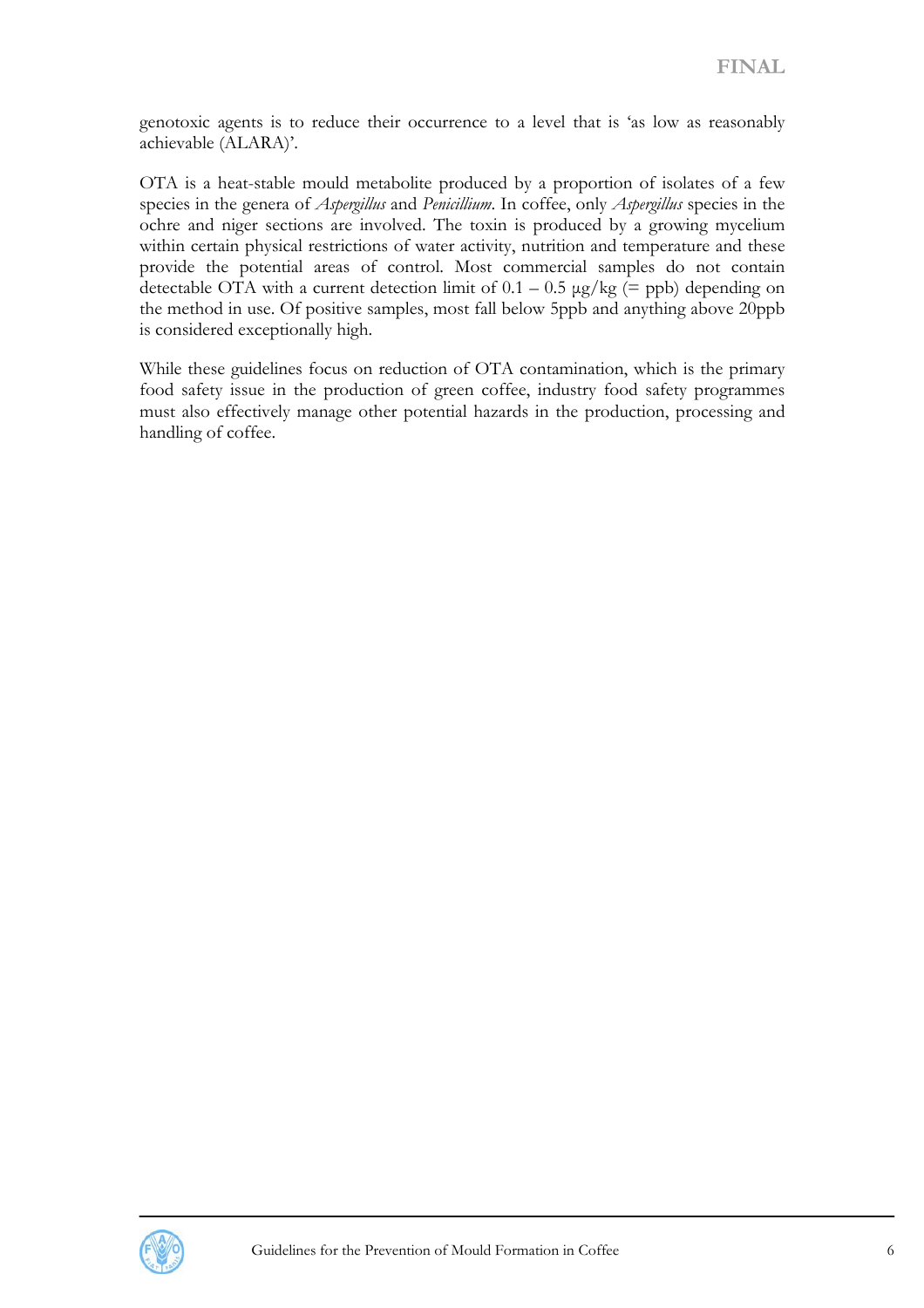genotoxic agents is to reduce their occurrence to a level that is 'as low as reasonably achievable (ALARA)'.

OTA is a heat-stable mould metabolite produced by a proportion of isolates of a few species in the genera of *Aspergillus* and *Penicillium*. In coffee, only *Aspergillus* species in the ochre and niger sections are involved. The toxin is produced by a growing mycelium within certain physical restrictions of water activity, nutrition and temperature and these provide the potential areas of control. Most commercial samples do not contain detectable OTA with a current detection limit of 0.1 – 0.5 µg/kg (= ppb) depending on the method in use. Of positive samples, most fall below 5ppb and anything above 20ppb is considered exceptionally high.

While these guidelines focus on reduction of OTA contamination, which is the primary food safety issue in the production of green coffee, industry food safety programmes must also effectively manage other potential hazards in the production, processing and handling of coffee.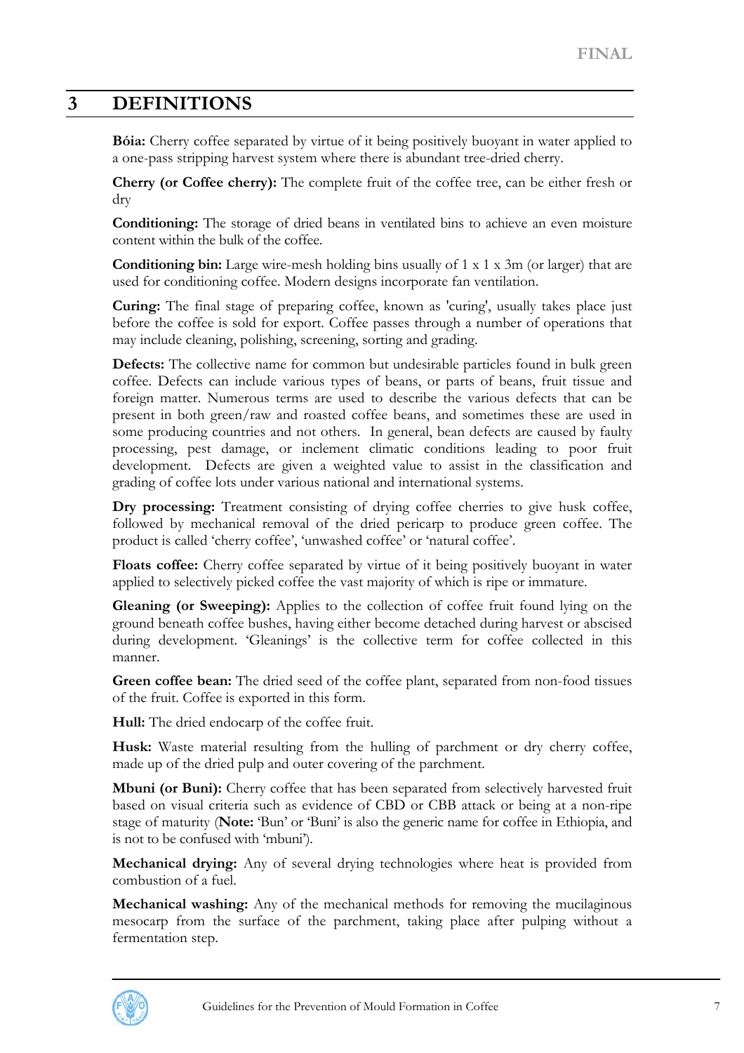# 3 DEFINITIONS

**Bóia:** Cherry coffee separated by virtue of it being positively buoyant in water applied to a one-pass stripping harvest system where there is abundant tree-dried cherry.

**Cherry (or Coffee cherry):** The complete fruit of the coffee tree, can be either fresh or dry

**Conditioning:** The storage of dried beans in ventilated bins to achieve an even moisture content within the bulk of the coffee.

**Conditioning bin:** Large wire-mesh holding bins usually of 1 x 1 x 3m (or larger) that are used for conditioning coffee. Modern designs incorporate fan ventilation.

**Curing:** The final stage of preparing coffee, known as 'curing', usually takes place just before the coffee is sold for export. Coffee passes through a number of operations that may include cleaning, polishing, screening, sorting and grading.

**Defects:** The collective name for common but undesirable particles found in bulk green coffee. Defects can include various types of beans, or parts of beans, fruit tissue and foreign matter. Numerous terms are used to describe the various defects that can be present in both green/raw and roasted coffee beans, and sometimes these are used in some producing countries and not others. In general, bean defects are caused by faulty processing, pest damage, or inclement climatic conditions leading to poor fruit development. Defects are given a weighted value to assist in the classification and grading of coffee lots under various national and international systems.

**Dry processing:** Treatment consisting of drying coffee cherries to give husk coffee, followed by mechanical removal of the dried pericarp to produce green coffee. The product is called 'cherry coffee', 'unwashed coffee' or 'natural coffee'.

**Floats coffee:** Cherry coffee separated by virtue of it being positively buoyant in water applied to selectively picked coffee the vast majority of which is ripe or immature.

**Gleaning (or Sweeping):** Applies to the collection of coffee fruit found lying on the ground beneath coffee bushes, having either become detached during harvest or abscised during development. 'Gleanings' is the collective term for coffee collected in this manner.

**Green coffee bean:** The dried seed of the coffee plant, separated from non-food tissues of the fruit. Coffee is exported in this form.

**Hull:** The dried endocarp of the coffee fruit.

**Husk:** Waste material resulting from the hulling of parchment or dry cherry coffee, made up of the dried pulp and outer covering of the parchment.

**Mbuni (or Buni):** Cherry coffee that has been separated from selectively harvested fruit based on visual criteria such as evidence of CBD or CBB attack or being at a non-ripe stage of maturity (**Note:** 'Bun' or 'Buni' is also the generic name for coffee in Ethiopia, and is not to be confused with 'mbuni').

**Mechanical drying:** Any of several drying technologies where heat is provided from combustion of a fuel.

**Mechanical washing:** Any of the mechanical methods for removing the mucilaginous mesocarp from the surface of the parchment, taking place after pulping without a fermentation step.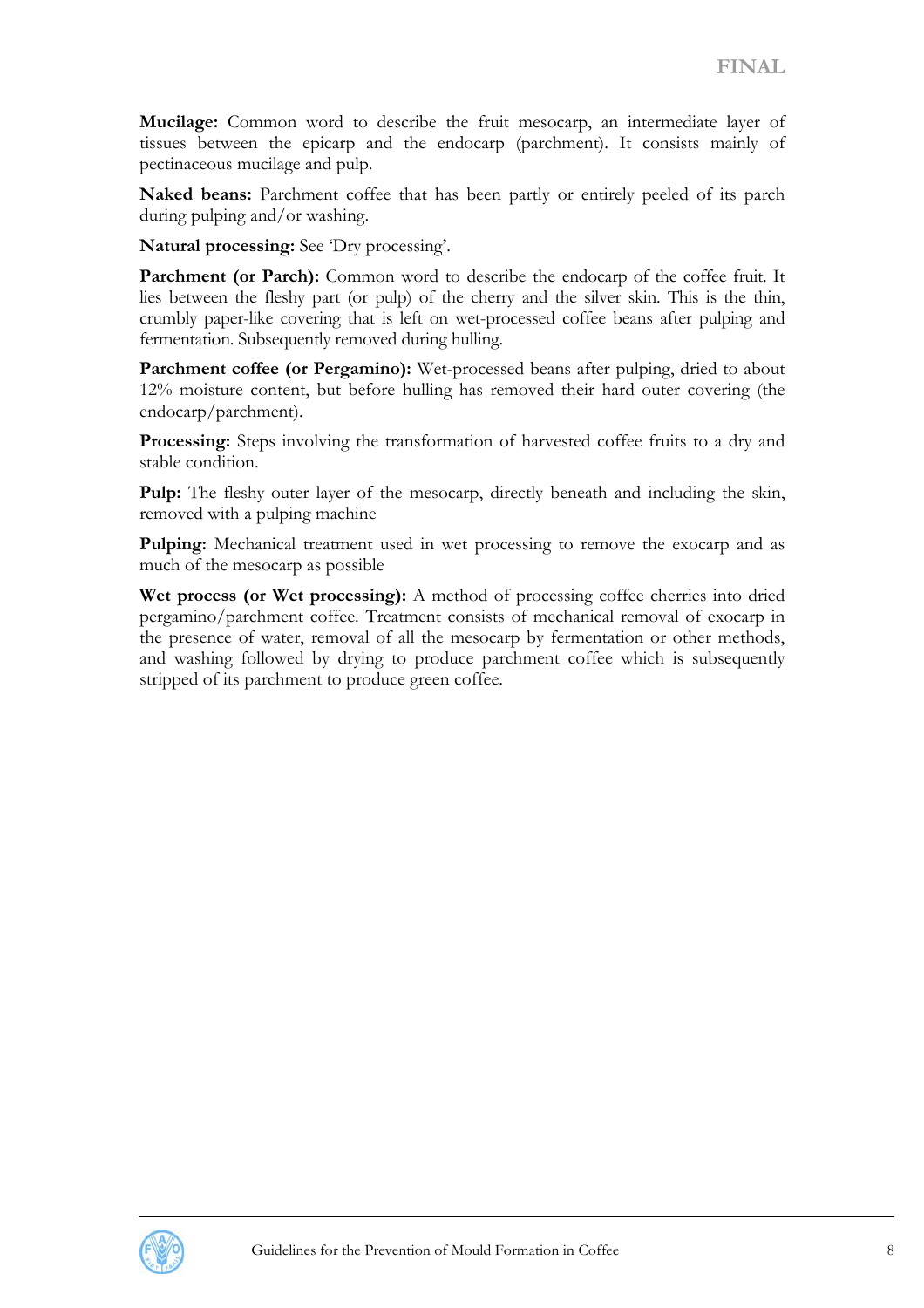**Mucilage:** Common word to describe the fruit mesocarp, an intermediate layer of tissues between the epicarp and the endocarp (parchment). It consists mainly of pectinaceous mucilage and pulp.

**Naked beans:** Parchment coffee that has been partly or entirely peeled of its parch during pulping and/or washing.

**Natural processing:** See 'Dry processing'.

**Parchment (or Parch):** Common word to describe the endocarp of the coffee fruit. It lies between the fleshy part (or pulp) of the cherry and the silver skin. This is the thin, crumbly paper-like covering that is left on wet-processed coffee beans after pulping and fermentation. Subsequently removed during hulling.

**Parchment coffee (or Pergamino):** Wet-processed beans after pulping, dried to about 12% moisture content, but before hulling has removed their hard outer covering (the endocarp/parchment).

**Processing:** Steps involving the transformation of harvested coffee fruits to a dry and stable condition.

**Pulp:** The fleshy outer layer of the mesocarp, directly beneath and including the skin, removed with a pulping machine

**Pulping:** Mechanical treatment used in wet processing to remove the exocarp and as much of the mesocarp as possible

**Wet process (or Wet processing):** A method of processing coffee cherries into dried pergamino/parchment coffee. Treatment consists of mechanical removal of exocarp in the presence of water, removal of all the mesocarp by fermentation or other methods, and washing followed by drying to produce parchment coffee which is subsequently stripped of its parchment to produce green coffee.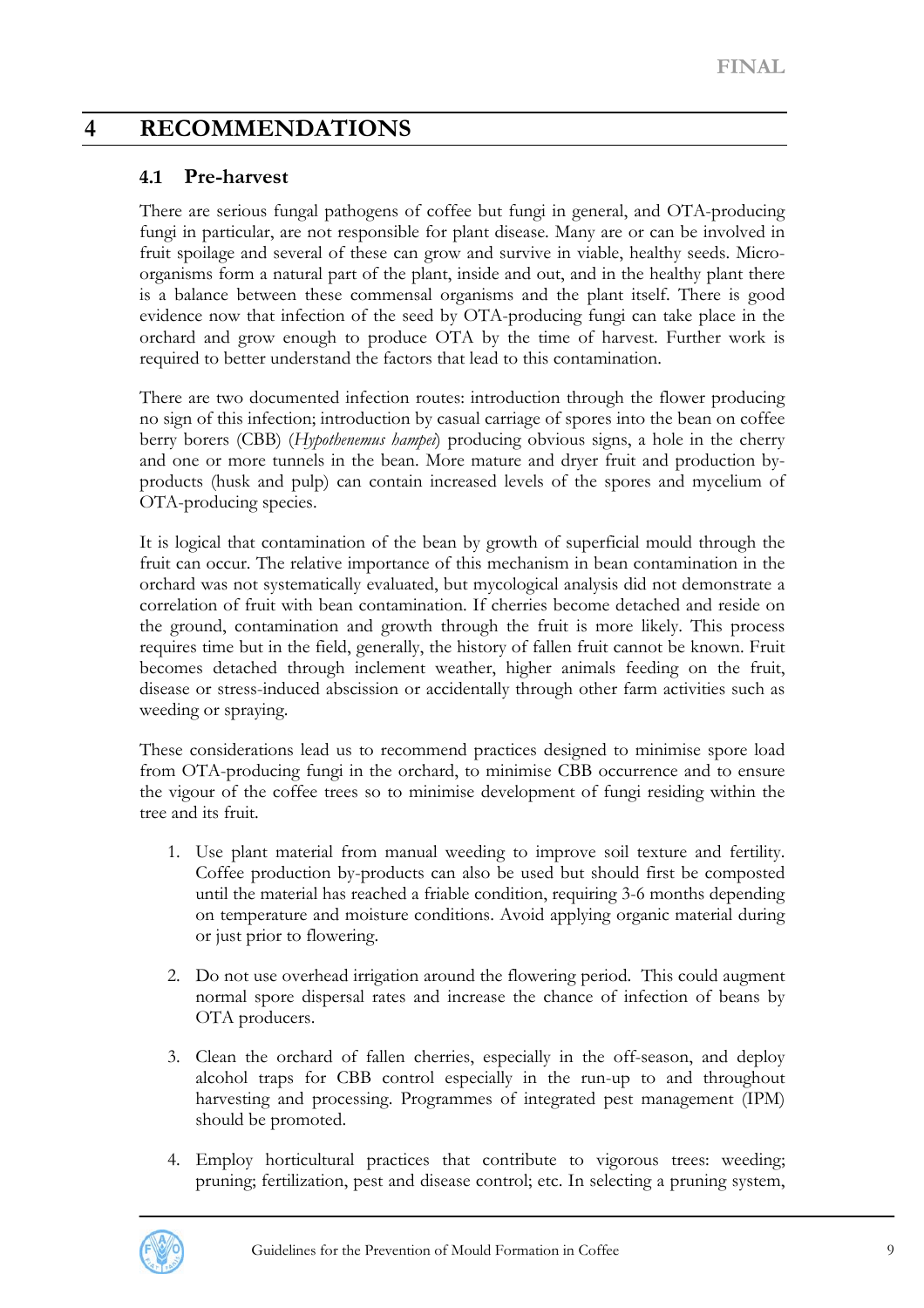# 4 RECOMMENDATIONS

## 4.1 Pre-harvest

There are serious fungal pathogens of coffee but fungi in general, and OTA-producing fungi in particular, are not responsible for plant disease. Many are or can be involved in fruit spoilage and several of these can grow and survive in viable, healthy seeds. Micro-organisms form a natural part of the plant, inside and out, and in the healthy plant there is a balance between these commensal organisms and the plant itself. There is good evidence now that infection of the seed by OTA-producing fungi can take place in the orchard and grow enough to produce OTA by the time of harvest. Further work is required to better understand the factors that lead to this contamination.

There are two documented infection routes: introduction through the flower producing no sign of this infection; introduction by casual carriage of spores into the bean on coffee berry borers (CBB) (*Hypothenemus hampei*) producing obvious signs, a hole in the cherry and one or more tunnels in the bean. More mature and dryer fruit and production by-products (husk and pulp) can contain increased levels of the spores and mycelium of OTA-producing species.

It is logical that contamination of the bean by growth of superficial mould through the fruit can occur. The relative importance of this mechanism in bean contamination in the orchard was not systematically evaluated, but mycological analysis did not demonstrate a correlation of fruit with bean contamination. If cherries become detached and reside on the ground, contamination and growth through the fruit is more likely. This process requires time but in the field, generally, the history of fallen fruit cannot be known. Fruit becomes detached through inclement weather, higher animals feeding on the fruit, disease or stress-induced abscission or accidentally through other farm activities such as weeding or spraying.

These considerations lead us to recommend practices designed to minimise spore load from OTA-producing fungi in the orchard, to minimise CBB occurrence and to ensure the vigour of the coffee trees so to minimise development of fungi residing within the tree and its fruit.

1. Use plant material from manual weeding to improve soil texture and fertility. Coffee production by-products can also be used but should first be composted until the material has reached a friable condition, requiring 3-6 months depending on temperature and moisture conditions. Avoid applying organic material during or just prior to flowering.

2. Do not use overhead irrigation around the flowering period. This could augment normal spore dispersal rates and increase the chance of infection of beans by OTA producers.

3. Clean the orchard of fallen cherries, especially in the off-season, and deploy alcohol traps for CBB control especially in the run-up to and throughout harvesting and processing. Programmes of integrated pest management (IPM) should be promoted.

4. Employ horticultural practices that contribute to vigorous trees: weeding; pruning; fertilization, pest and disease control; etc. In selecting a pruning system,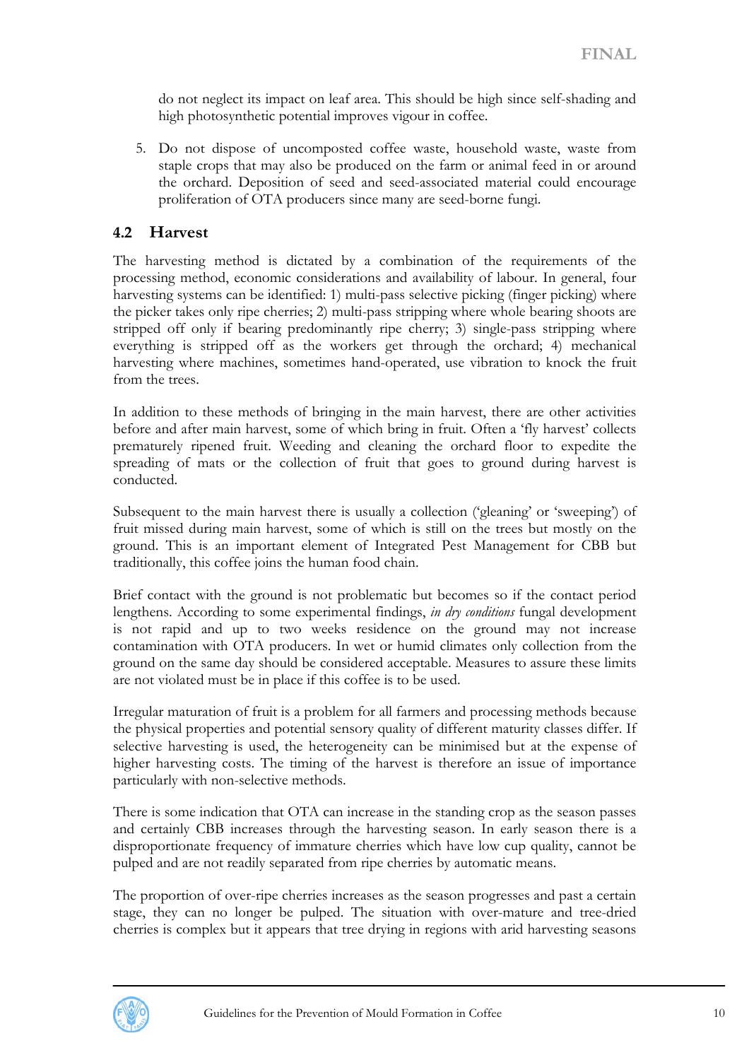do not neglect its impact on leaf area. This should be high since self-shading and high photosynthetic potential improves vigour in coffee.

5. Do not dispose of uncomposted coffee waste, household waste, waste from staple crops that may also be produced on the farm or animal feed in or around the orchard. Deposition of seed and seed-associated material could encourage proliferation of OTA producers since many are seed-borne fungi.

## 4.2 Harvest

The harvesting method is dictated by a combination of the requirements of the processing method, economic considerations and availability of labour. In general, four harvesting systems can be identified: 1) multi-pass selective picking (finger picking) where the picker takes only ripe cherries; 2) multi-pass stripping where whole bearing shoots are stripped off only if bearing predominantly ripe cherry; 3) single-pass stripping where everything is stripped off as the workers get through the orchard; 4) mechanical harvesting where machines, sometimes hand-operated, use vibration to knock the fruit from the trees.

In addition to these methods of bringing in the main harvest, there are other activities before and after main harvest, some of which bring in fruit. Often a 'fly harvest' collects prematurely ripened fruit. Weeding and cleaning the orchard floor to expedite the spreading of mats or the collection of fruit that goes to ground during harvest is conducted.

Subsequent to the main harvest there is usually a collection ('gleaning' or 'sweeping') of fruit missed during main harvest, some of which is still on the trees but mostly on the ground. This is an important element of Integrated Pest Management for CBB but traditionally, this coffee joins the human food chain.

Brief contact with the ground is not problematic but becomes so if the contact period lengthens. According to some experimental findings, *in dry conditions* fungal development is not rapid and up to two weeks residence on the ground may not increase contamination with OTA producers. In wet or humid climates only collection from the ground on the same day should be considered acceptable. Measures to assure these limits are not violated must be in place if this coffee is to be used.

Irregular maturation of fruit is a problem for all farmers and processing methods because the physical properties and potential sensory quality of different maturity classes differ. If selective harvesting is used, the heterogeneity can be minimised but at the expense of higher harvesting costs. The timing of the harvest is therefore an issue of importance particularly with non-selective methods.

There is some indication that OTA can increase in the standing crop as the season passes and certainly CBB increases through the harvesting season. In early season there is a disproportionate frequency of immature cherries which have low cup quality, cannot be pulped and are not readily separated from ripe cherries by automatic means.

The proportion of over-ripe cherries increases as the season progresses and past a certain stage, they can no longer be pulped. The situation with over-mature and tree-dried cherries is complex but it appears that tree drying in regions with arid harvesting seasons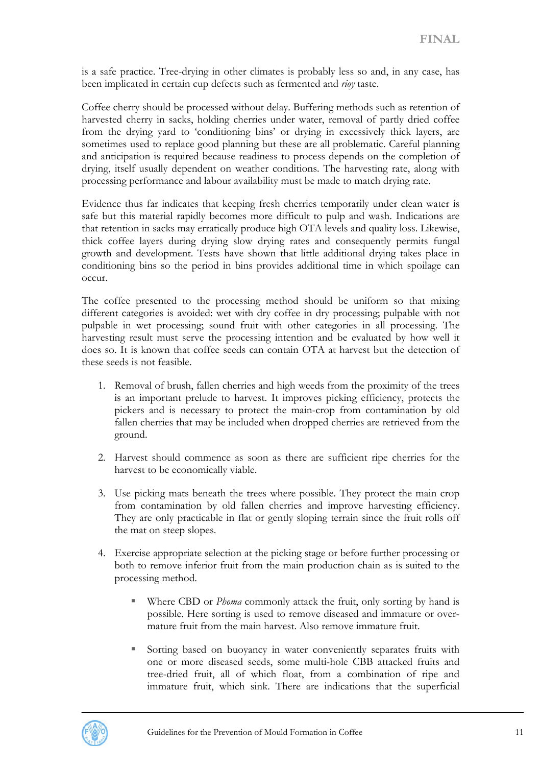is a safe practice. Tree-drying in other climates is probably less so and, in any case, has been implicated in certain cup defects such as fermented and *rioy* taste.

Coffee cherry should be processed without delay. Buffering methods such as retention of harvested cherry in sacks, holding cherries under water, removal of partly dried coffee from the drying yard to 'conditioning bins' or drying in excessively thick layers, are sometimes used to replace good planning but these are all problematic. Careful planning and anticipation is required because readiness to process depends on the completion of drying, itself usually dependent on weather conditions. The harvesting rate, along with processing performance and labour availability must be made to match drying rate.

Evidence thus far indicates that keeping fresh cherries temporarily under clean water is safe but this material rapidly becomes more difficult to pulp and wash. Indications are that retention in sacks may erratically produce high OTA levels and quality loss. Likewise, thick coffee layers during drying slow drying rates and consequently permits fungal growth and development. Tests have shown that little additional drying takes place in conditioning bins so the period in bins provides additional time in which spoilage can occur.

The coffee presented to the processing method should be uniform so that mixing different categories is avoided: wet with dry coffee in dry processing; pulpable with not pulpable in wet processing; sound fruit with other categories in all processing. The harvesting result must serve the processing intention and be evaluated by how well it does so. It is known that coffee seeds can contain OTA at harvest but the detection of these seeds is not feasible.

1. Removal of brush, fallen cherries and high weeds from the proximity of the trees is an important prelude to harvest. It improves picking efficiency, protects the pickers and is necessary to protect the main-crop from contamination by old fallen cherries that may be included when dropped cherries are retrieved from the ground.

2. Harvest should commence as soon as there are sufficient ripe cherries for the harvest to be economically viable.

3. Use picking mats beneath the trees where possible. They protect the main crop from contamination by old fallen cherries and improve harvesting efficiency. They are only practicable in flat or gently sloping terrain since the fruit rolls off the mat on steep slopes.

4. Exercise appropriate selection at the picking stage or before further processing or both to remove inferior fruit from the main production chain as is suited to the processing method.

   - Where CBD or *Phoma* commonly attack the fruit, only sorting by hand is possible. Here sorting is used to remove diseased and immature or over-mature fruit from the main harvest. Also remove immature fruit.

   - Sorting based on buoyancy in water conveniently separates fruits with one or more diseased seeds, some multi-hole CBB attacked fruits and tree-dried fruit, all of which float, from a combination of ripe and immature fruit, which sink. There are indications that the superficial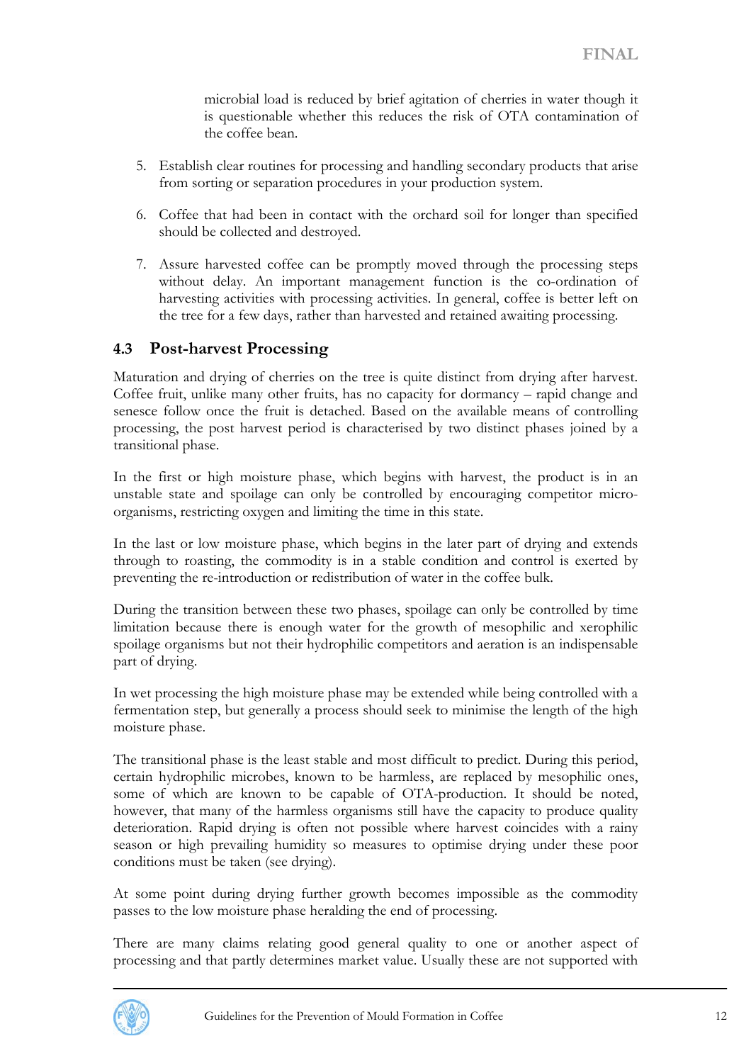microbial load is reduced by brief agitation of cherries in water though it is questionable whether this reduces the risk of OTA contamination of the coffee bean.

5. Establish clear routines for processing and handling secondary products that arise from sorting or separation procedures in your production system.

6. Coffee that had been in contact with the orchard soil for longer than specified should be collected and destroyed.

7. Assure harvested coffee can be promptly moved through the processing steps without delay. An important management function is the co-ordination of harvesting activities with processing activities. In general, coffee is better left on the tree for a few days, rather than harvested and retained awaiting processing.

## 4.3 Post-harvest Processing

Maturation and drying of cherries on the tree is quite distinct from drying after harvest. Coffee fruit, unlike many other fruits, has no capacity for dormancy – rapid change and senesce follow once the fruit is detached. Based on the available means of controlling processing, the post harvest period is characterised by two distinct phases joined by a transitional phase.

In the first or high moisture phase, which begins with harvest, the product is in an unstable state and spoilage can only be controlled by encouraging competitor micro-organisms, restricting oxygen and limiting the time in this state.

In the last or low moisture phase, which begins in the later part of drying and extends through to roasting, the commodity is in a stable condition and control is exerted by preventing the re-introduction or redistribution of water in the coffee bulk.

During the transition between these two phases, spoilage can only be controlled by time limitation because there is enough water for the growth of mesophilic and xerophilic spoilage organisms but not their hydrophilic competitors and aeration is an indispensable part of drying.

In wet processing the high moisture phase may be extended while being controlled with a fermentation step, but generally a process should seek to minimise the length of the high moisture phase.

The transitional phase is the least stable and most difficult to predict. During this period, certain hydrophilic microbes, known to be harmless, are replaced by mesophilic ones, some of which are known to be capable of OTA-production. It should be noted, however, that many of the harmless organisms still have the capacity to produce quality deterioration. Rapid drying is often not possible where harvest coincides with a rainy season or high prevailing humidity so measures to optimise drying under these poor conditions must be taken (see drying).

At some point during drying further growth becomes impossible as the commodity passes to the low moisture phase heralding the end of processing.

There are many claims relating good general quality to one or another aspect of processing and that partly determines market value. Usually these are not supported with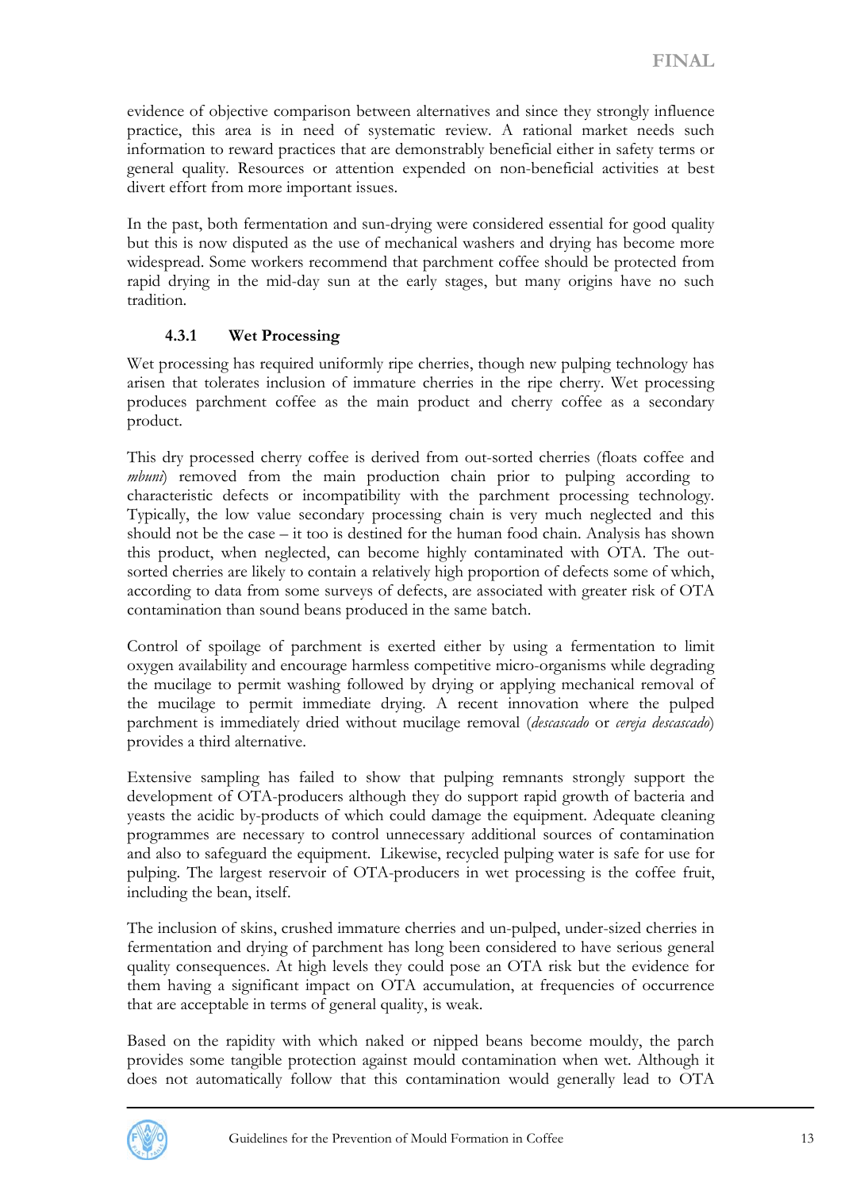evidence of objective comparison between alternatives and since they strongly influence practice, this area is in need of systematic review. A rational market needs such information to reward practices that are demonstrably beneficial either in safety terms or general quality. Resources or attention expended on non-beneficial activities at best divert effort from more important issues.

In the past, both fermentation and sun-drying were considered essential for good quality but this is now disputed as the use of mechanical washers and drying has become more widespread. Some workers recommend that parchment coffee should be protected from rapid drying in the mid-day sun at the early stages, but many origins have no such tradition.

### 4.3.1 Wet Processing

Wet processing has required uniformly ripe cherries, though new pulping technology has arisen that tolerates inclusion of immature cherries in the ripe cherry. Wet processing produces parchment coffee as the main product and cherry coffee as a secondary product.

This dry processed cherry coffee is derived from out-sorted cherries (floats coffee and *mbuni*) removed from the main production chain prior to pulping according to characteristic defects or incompatibility with the parchment processing technology. Typically, the low value secondary processing chain is very much neglected and this should not be the case – it too is destined for the human food chain. Analysis has shown this product, when neglected, can become highly contaminated with OTA. The out-sorted cherries are likely to contain a relatively high proportion of defects some of which, according to data from some surveys of defects, are associated with greater risk of OTA contamination than sound beans produced in the same batch.

Control of spoilage of parchment is exerted either by using a fermentation to limit oxygen availability and encourage harmless competitive micro-organisms while degrading the mucilage to permit washing followed by drying or applying mechanical removal of the mucilage to permit immediate drying. A recent innovation where the pulped parchment is immediately dried without mucilage removal (*descascado* or *cereja descascado*) provides a third alternative.

Extensive sampling has failed to show that pulping remnants strongly support the development of OTA-producers although they do support rapid growth of bacteria and yeasts the acidic by-products of which could damage the equipment. Adequate cleaning programmes are necessary to control unnecessary additional sources of contamination and also to safeguard the equipment. Likewise, recycled pulping water is safe for use for pulping. The largest reservoir of OTA-producers in wet processing is the coffee fruit, including the bean, itself.

The inclusion of skins, crushed immature cherries and un-pulped, under-sized cherries in fermentation and drying of parchment has long been considered to have serious general quality consequences. At high levels they could pose an OTA risk but the evidence for them having a significant impact on OTA accumulation, at frequencies of occurrence that are acceptable in terms of general quality, is weak.

Based on the rapidity with which naked or nipped beans become mouldy, the parch provides some tangible protection against mould contamination when wet. Although it does not automatically follow that this contamination would generally lead to OTA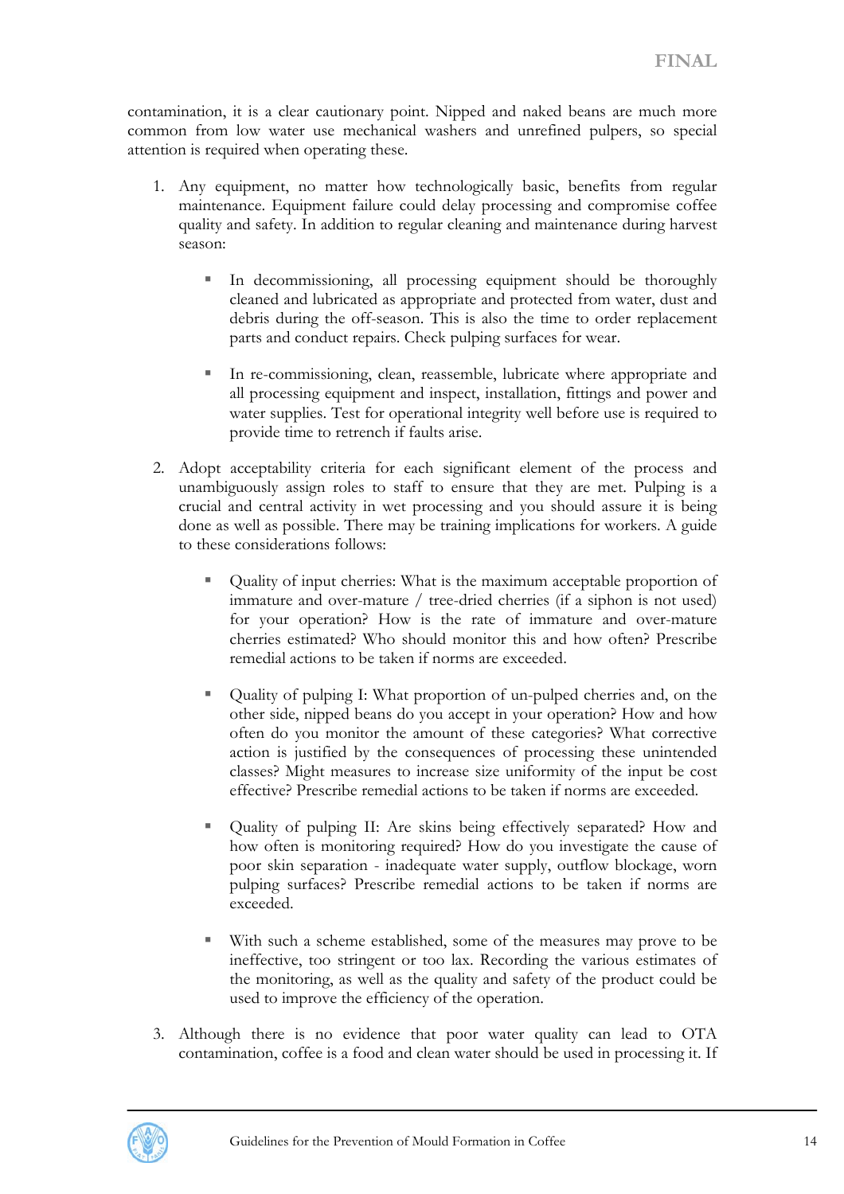contamination, it is a clear cautionary point. Nipped and naked beans are much more common from low water use mechanical washers and unrefined pulpers, so special attention is required when operating these.

1. Any equipment, no matter how technologically basic, benefits from regular maintenance. Equipment failure could delay processing and compromise coffee quality and safety. In addition to regular cleaning and maintenance during harvest season:

   - In decommissioning, all processing equipment should be thoroughly cleaned and lubricated as appropriate and protected from water, dust and debris during the off-season. This is also the time to order replacement parts and conduct repairs. Check pulping surfaces for wear.

   - In re-commissioning, clean, reassemble, lubricate where appropriate and all processing equipment and inspect, installation, fittings and power and water supplies. Test for operational integrity well before use is required to provide time to retrench if faults arise.

2. Adopt acceptability criteria for each significant element of the process and unambiguously assign roles to staff to ensure that they are met. Pulping is a crucial and central activity in wet processing and you should assure it is being done as well as possible. There may be training implications for workers. A guide to these considerations follows:

   - Quality of input cherries: What is the maximum acceptable proportion of immature and over-mature / tree-dried cherries (if a siphon is not used) for your operation? How is the rate of immature and over-mature cherries estimated? Who should monitor this and how often? Prescribe remedial actions to be taken if norms are exceeded.

   - Quality of pulping I: What proportion of un-pulped cherries and, on the other side, nipped beans do you accept in your operation? How and how often do you monitor the amount of these categories? What corrective action is justified by the consequences of processing these unintended classes? Might measures to increase size uniformity of the input be cost effective? Prescribe remedial actions to be taken if norms are exceeded.

   - Quality of pulping II: Are skins being effectively separated? How and how often is monitoring required? How do you investigate the cause of poor skin separation - inadequate water supply, outflow blockage, worn pulping surfaces? Prescribe remedial actions to be taken if norms are exceeded.

   - With such a scheme established, some of the measures may prove to be ineffective, too stringent or too lax. Recording the various estimates of the monitoring, as well as the quality and safety of the product could be used to improve the efficiency of the operation.

3. Although there is no evidence that poor water quality can lead to OTA contamination, coffee is a food and clean water should be used in processing it. If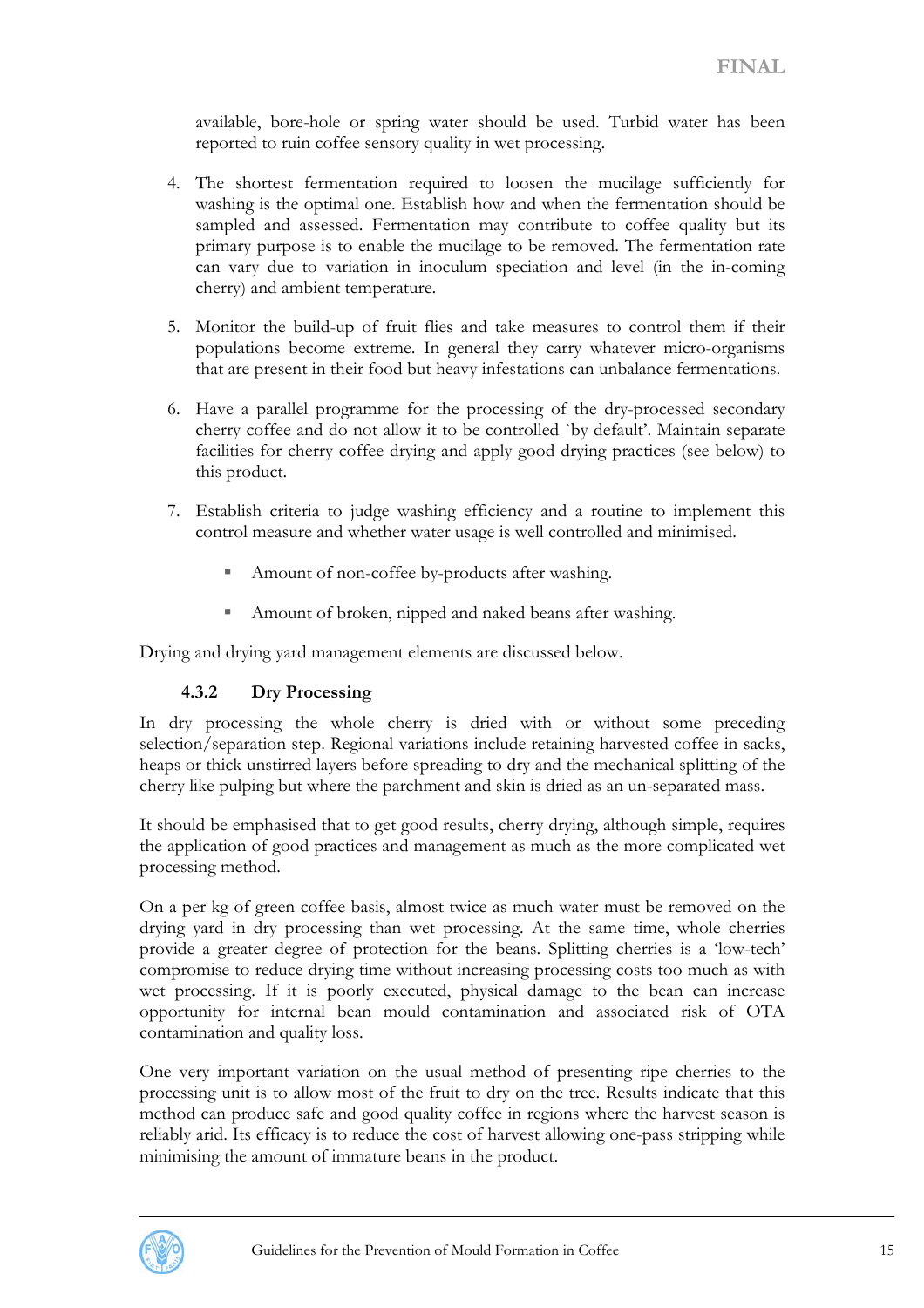available, bore-hole or spring water should be used. Turbid water has been reported to ruin coffee sensory quality in wet processing.

4. The shortest fermentation required to loosen the mucilage sufficiently for washing is the optimal one. Establish how and when the fermentation should be sampled and assessed. Fermentation may contribute to coffee quality but its primary purpose is to enable the mucilage to be removed. The fermentation rate can vary due to variation in inoculum speciation and level (in the in-coming cherry) and ambient temperature.

5. Monitor the build-up of fruit flies and take measures to control them if their populations become extreme. In general they carry whatever micro-organisms that are present in their food but heavy infestations can unbalance fermentations.

6. Have a parallel programme for the processing of the dry-processed secondary cherry coffee and do not allow it to be controlled `by default'. Maintain separate facilities for cherry coffee drying and apply good drying practices (see below) to this product.

7. Establish criteria to judge washing efficiency and a routine to implement this control measure and whether water usage is well controlled and minimised.

   - Amount of non-coffee by-products after washing.

   - Amount of broken, nipped and naked beans after washing.

Drying and drying yard management elements are discussed below.

### 4.3.2 Dry Processing

In dry processing the whole cherry is dried with or without some preceding selection/separation step. Regional variations include retaining harvested coffee in sacks, heaps or thick unstirred layers before spreading to dry and the mechanical splitting of the cherry like pulping but where the parchment and skin is dried as an un-separated mass.

It should be emphasised that to get good results, cherry drying, although simple, requires the application of good practices and management as much as the more complicated wet processing method.

On a per kg of green coffee basis, almost twice as much water must be removed on the drying yard in dry processing than wet processing. At the same time, whole cherries provide a greater degree of protection for the beans. Splitting cherries is a 'low-tech' compromise to reduce drying time without increasing processing costs too much as with wet processing. If it is poorly executed, physical damage to the bean can increase opportunity for internal bean mould contamination and associated risk of OTA contamination and quality loss.

One very important variation on the usual method of presenting ripe cherries to the processing unit is to allow most of the fruit to dry on the tree. Results indicate that this method can produce safe and good quality coffee in regions where the harvest season is reliably arid. Its efficacy is to reduce the cost of harvest allowing one-pass stripping while minimising the amount of immature beans in the product.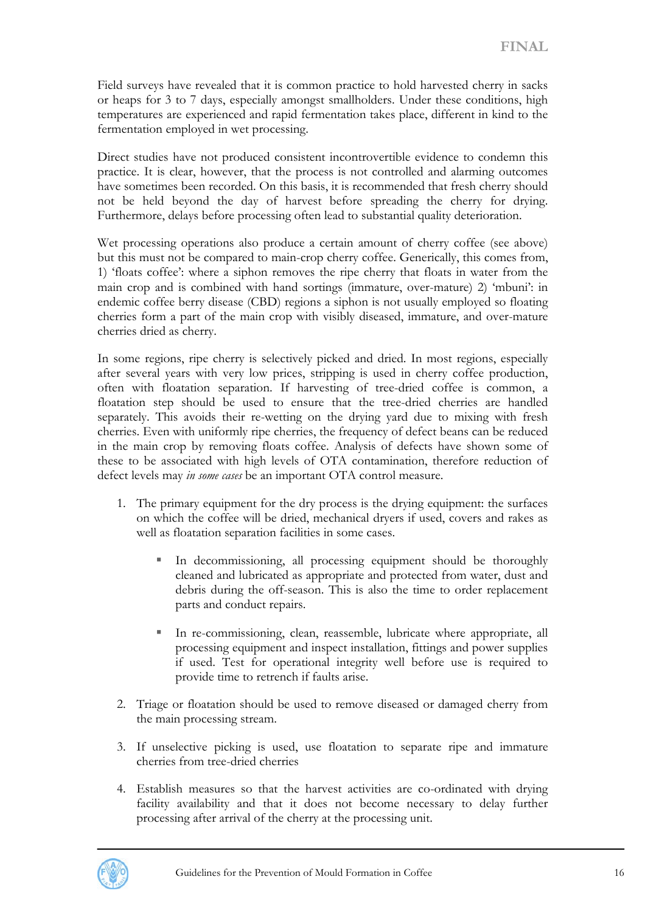Field surveys have revealed that it is common practice to hold harvested cherry in sacks or heaps for 3 to 7 days, especially amongst smallholders. Under these conditions, high temperatures are experienced and rapid fermentation takes place, different in kind to the fermentation employed in wet processing.

Direct studies have not produced consistent incontrovertible evidence to condemn this practice. It is clear, however, that the process is not controlled and alarming outcomes have sometimes been recorded. On this basis, it is recommended that fresh cherry should not be held beyond the day of harvest before spreading the cherry for drying. Furthermore, delays before processing often lead to substantial quality deterioration.

Wet processing operations also produce a certain amount of cherry coffee (see above) but this must not be compared to main-crop cherry coffee. Generically, this comes from, 1) 'floats coffee': where a siphon removes the ripe cherry that floats in water from the main crop and is combined with hand sortings (immature, over-mature) 2) 'mbuni': in endemic coffee berry disease (CBD) regions a siphon is not usually employed so floating cherries form a part of the main crop with visibly diseased, immature, and over-mature cherries dried as cherry.

In some regions, ripe cherry is selectively picked and dried. In most regions, especially after several years with very low prices, stripping is used in cherry coffee production, often with floatation separation. If harvesting of tree-dried coffee is common, a floatation step should be used to ensure that the tree-dried cherries are handled separately. This avoids their re-wetting on the drying yard due to mixing with fresh cherries. Even with uniformly ripe cherries, the frequency of defect beans can be reduced in the main crop by removing floats coffee. Analysis of defects have shown some of these to be associated with high levels of OTA contamination, therefore reduction of defect levels may *in some cases* be an important OTA control measure.

1. The primary equipment for the dry process is the drying equipment: the surfaces on which the coffee will be dried, mechanical dryers if used, covers and rakes as well as floatation separation facilities in some cases.

    - In decommissioning, all processing equipment should be thoroughly cleaned and lubricated as appropriate and protected from water, dust and debris during the off-season. This is also the time to order replacement parts and conduct repairs.

    - In re-commissioning, clean, reassemble, lubricate where appropriate, all processing equipment and inspect installation, fittings and power supplies if used. Test for operational integrity well before use is required to provide time to retrench if faults arise.

2. Triage or floatation should be used to remove diseased or damaged cherry from the main processing stream.

3. If unselective picking is used, use floatation to separate ripe and immature cherries from tree-dried cherries

4. Establish measures so that the harvest activities are co-ordinated with drying facility availability and that it does not become necessary to delay further processing after arrival of the cherry at the processing unit.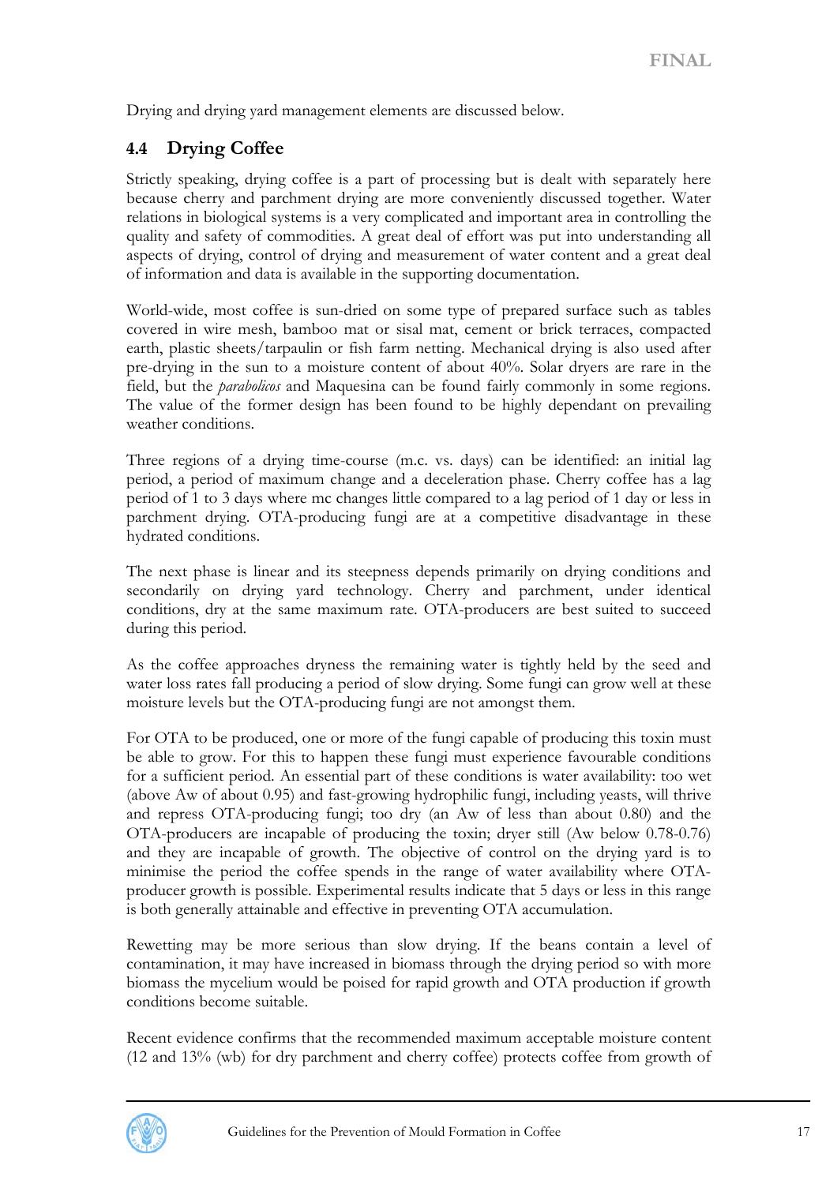Drying and drying yard management elements are discussed below.

## 4.4 Drying Coffee

Strictly speaking, drying coffee is a part of processing but is dealt with separately here because cherry and parchment drying are more conveniently discussed together. Water relations in biological systems is a very complicated and important area in controlling the quality and safety of commodities. A great deal of effort was put into understanding all aspects of drying, control of drying and measurement of water content and a great deal of information and data is available in the supporting documentation.

World-wide, most coffee is sun-dried on some type of prepared surface such as tables covered in wire mesh, bamboo mat or sisal mat, cement or brick terraces, compacted earth, plastic sheets/tarpaulin or fish farm netting. Mechanical drying is also used after pre-drying in the sun to a moisture content of about 40%. Solar dryers are rare in the field, but the *parabolicos* and Maquesina can be found fairly commonly in some regions. The value of the former design has been found to be highly dependant on prevailing weather conditions.

Three regions of a drying time-course (m.c. vs. days) can be identified: an initial lag period, a period of maximum change and a deceleration phase. Cherry coffee has a lag period of 1 to 3 days where mc changes little compared to a lag period of 1 day or less in parchment drying. OTA-producing fungi are at a competitive disadvantage in these hydrated conditions.

The next phase is linear and its steepness depends primarily on drying conditions and secondarily on drying yard technology. Cherry and parchment, under identical conditions, dry at the same maximum rate. OTA-producers are best suited to succeed during this period.

As the coffee approaches dryness the remaining water is tightly held by the seed and water loss rates fall producing a period of slow drying. Some fungi can grow well at these moisture levels but the OTA-producing fungi are not amongst them.

For OTA to be produced, one or more of the fungi capable of producing this toxin must be able to grow. For this to happen these fungi must experience favourable conditions for a sufficient period. An essential part of these conditions is water availability: too wet (above Aw of about 0.95) and fast-growing hydrophilic fungi, including yeasts, will thrive and repress OTA-producing fungi; too dry (an Aw of less than about 0.80) and the OTA-producers are incapable of producing the toxin; dryer still (Aw below 0.78-0.76) and they are incapable of growth. The objective of control on the drying yard is to minimise the period the coffee spends in the range of water availability where OTA-producer growth is possible. Experimental results indicate that 5 days or less in this range is both generally attainable and effective in preventing OTA accumulation.

Rewetting may be more serious than slow drying. If the beans contain a level of contamination, it may have increased in biomass through the drying period so with more biomass the mycelium would be poised for rapid growth and OTA production if growth conditions become suitable.

Recent evidence confirms that the recommended maximum acceptable moisture content (12 and 13% (wb) for dry parchment and cherry coffee) protects coffee from growth of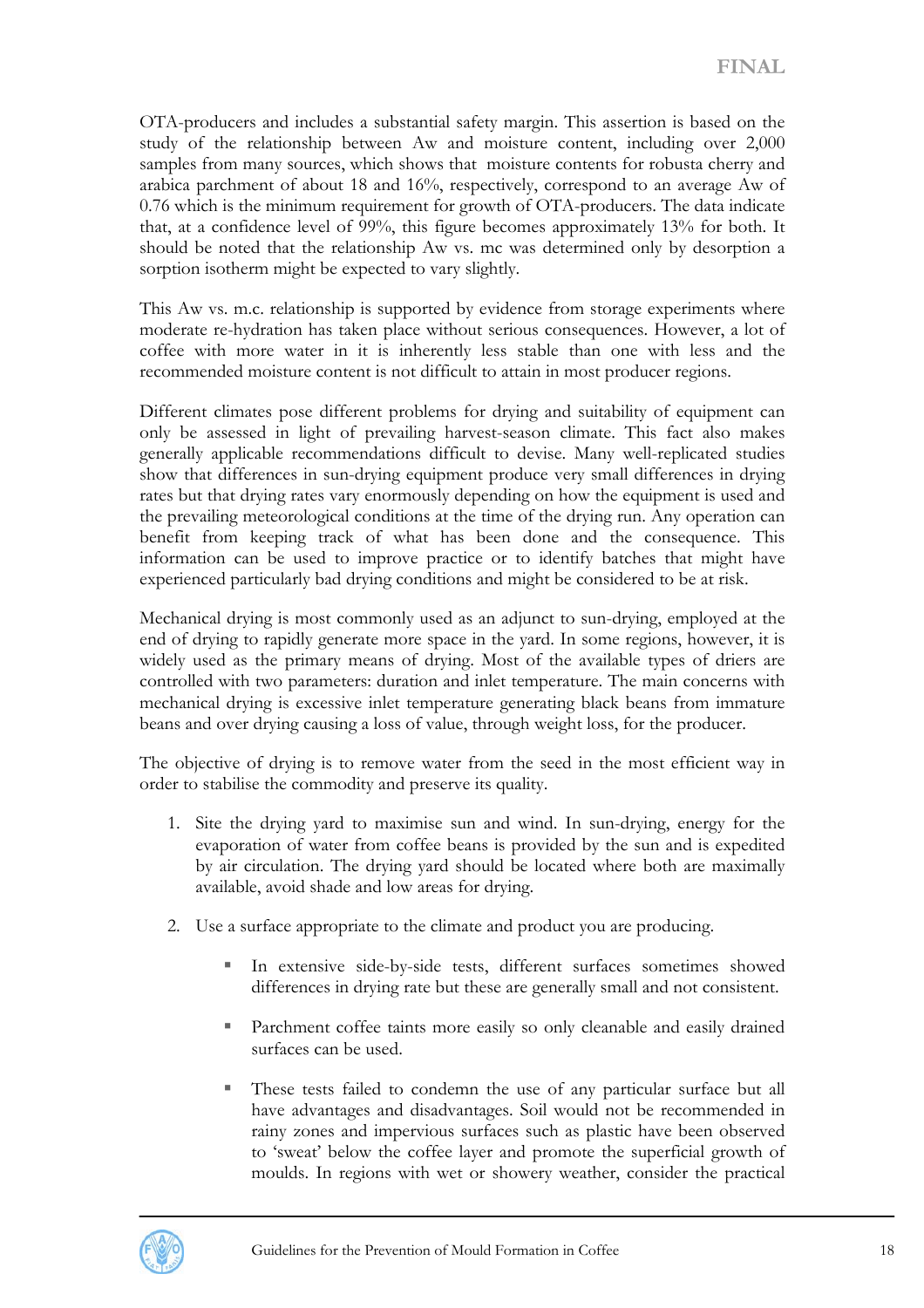OTA-producers and includes a substantial safety margin. This assertion is based on the study of the relationship between Aw and moisture content, including over 2,000 samples from many sources, which shows that moisture contents for robusta cherry and arabica parchment of about 18 and 16%, respectively, correspond to an average Aw of 0.76 which is the minimum requirement for growth of OTA-producers. The data indicate that, at a confidence level of 99%, this figure becomes approximately 13% for both. It should be noted that the relationship Aw vs. mc was determined only by desorption a sorption isotherm might be expected to vary slightly.

This Aw vs. m.c. relationship is supported by evidence from storage experiments where moderate re-hydration has taken place without serious consequences. However, a lot of coffee with more water in it is inherently less stable than one with less and the recommended moisture content is not difficult to attain in most producer regions.

Different climates pose different problems for drying and suitability of equipment can only be assessed in light of prevailing harvest-season climate. This fact also makes generally applicable recommendations difficult to devise. Many well-replicated studies show that differences in sun-drying equipment produce very small differences in drying rates but that drying rates vary enormously depending on how the equipment is used and the prevailing meteorological conditions at the time of the drying run. Any operation can benefit from keeping track of what has been done and the consequence. This information can be used to improve practice or to identify batches that might have experienced particularly bad drying conditions and might be considered to be at risk.

Mechanical drying is most commonly used as an adjunct to sun-drying, employed at the end of drying to rapidly generate more space in the yard. In some regions, however, it is widely used as the primary means of drying. Most of the available types of driers are controlled with two parameters: duration and inlet temperature. The main concerns with mechanical drying is excessive inlet temperature generating black beans from immature beans and over drying causing a loss of value, through weight loss, for the producer.

The objective of drying is to remove water from the seed in the most efficient way in order to stabilise the commodity and preserve its quality.

1. Site the drying yard to maximise sun and wind. In sun-drying, energy for the evaporation of water from coffee beans is provided by the sun and is expedited by air circulation. The drying yard should be located where both are maximally available, avoid shade and low areas for drying.

2. Use a surface appropriate to the climate and product you are producing.

    - In extensive side-by-side tests, different surfaces sometimes showed differences in drying rate but these are generally small and not consistent.

    - Parchment coffee taints more easily so only cleanable and easily drained surfaces can be used.

    - These tests failed to condemn the use of any particular surface but all have advantages and disadvantages. Soil would not be recommended in rainy zones and impervious surfaces such as plastic have been observed to 'sweat' below the coffee layer and promote the superficial growth of moulds. In regions with wet or showery weather, consider the practical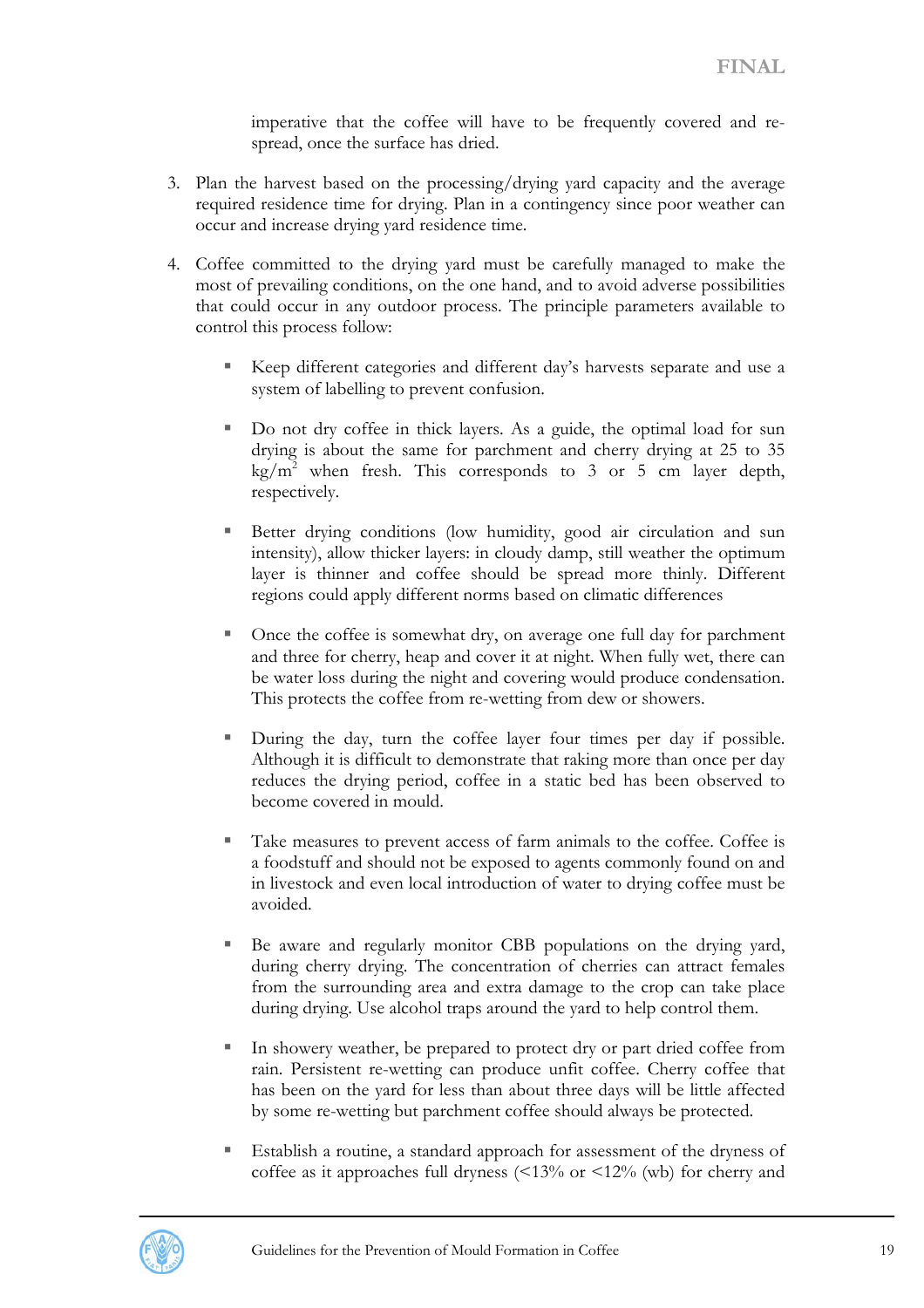imperative that the coffee will have to be frequently covered and re-spread, once the surface has dried.

3. Plan the harvest based on the processing/drying yard capacity and the average required residence time for drying. Plan in a contingency since poor weather can occur and increase drying yard residence time.

4. Coffee committed to the drying yard must be carefully managed to make the most of prevailing conditions, on the one hand, and to avoid adverse possibilities that could occur in any outdoor process. The principle parameters available to control this process follow:

   - Keep different categories and different day's harvests separate and use a system of labelling to prevent confusion.

   - Do not dry coffee in thick layers. As a guide, the optimal load for sun drying is about the same for parchment and cherry drying at 25 to 35 kg/m$^2$ when fresh. This corresponds to 3 or 5 cm layer depth, respectively.

   - Better drying conditions (low humidity, good air circulation and sun intensity), allow thicker layers: in cloudy damp, still weather the optimum layer is thinner and coffee should be spread more thinly. Different regions could apply different norms based on climatic differences

   - Once the coffee is somewhat dry, on average one full day for parchment and three for cherry, heap and cover it at night. When fully wet, there can be water loss during the night and covering would produce condensation. This protects the coffee from re-wetting from dew or showers.

   - During the day, turn the coffee layer four times per day if possible. Although it is difficult to demonstrate that raking more than once per day reduces the drying period, coffee in a static bed has been observed to become covered in mould.

   - Take measures to prevent access of farm animals to the coffee. Coffee is a foodstuff and should not be exposed to agents commonly found on and in livestock and even local introduction of water to drying coffee must be avoided.

   - Be aware and regularly monitor CBB populations on the drying yard, during cherry drying. The concentration of cherries can attract females from the surrounding area and extra damage to the crop can take place during drying. Use alcohol traps around the yard to help control them.

   - In showery weather, be prepared to protect dry or part dried coffee from rain. Persistent re-wetting can produce unfit coffee. Cherry coffee that has been on the yard for less than about three days will be little affected by some re-wetting but parchment coffee should always be protected.

   - Establish a routine, a standard approach for assessment of the dryness of coffee as it approaches full dryness (<13% or <12% (wb) for cherry and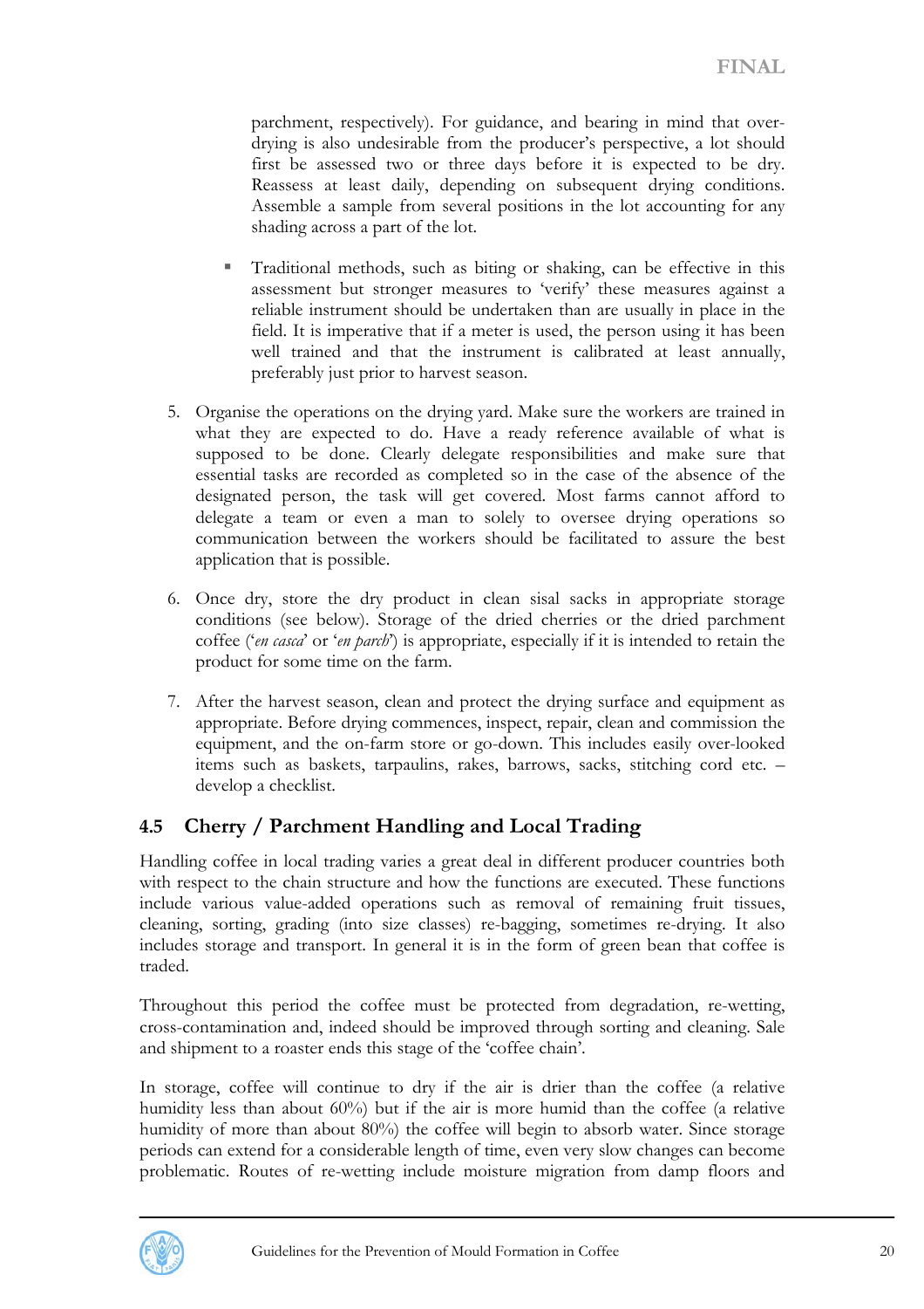parchment, respectively). For guidance, and bearing in mind that over-drying is also undesirable from the producer's perspective, a lot should first be assessed two or three days before it is expected to be dry. Reassess at least daily, depending on subsequent drying conditions. Assemble a sample from several positions in the lot accounting for any shading across a part of the lot.

- Traditional methods, such as biting or shaking, can be effective in this assessment but stronger measures to 'verify' these measures against a reliable instrument should be undertaken than are usually in place in the field. It is imperative that if a meter is used, the person using it has been well trained and that the instrument is calibrated at least annually, preferably just prior to harvest season.

5. Organise the operations on the drying yard. Make sure the workers are trained in what they are expected to do. Have a ready reference available of what is supposed to be done. Clearly delegate responsibilities and make sure that essential tasks are recorded as completed so in the case of the absence of the designated person, the task will get covered. Most farms cannot afford to delegate a team or even a man to solely to oversee drying operations so communication between the workers should be facilitated to assure the best application that is possible.

6. Once dry, store the dry product in clean sisal sacks in appropriate storage conditions (see below). Storage of the dried cherries or the dried parchment coffee ('*en casca*' or '*en parch*') is appropriate, especially if it is intended to retain the product for some time on the farm.

7. After the harvest season, clean and protect the drying surface and equipment as appropriate. Before drying commences, inspect, repair, clean and commission the equipment, and the on-farm store or go-down. This includes easily over-looked items such as baskets, tarpaulins, rakes, barrows, sacks, stitching cord etc. – develop a checklist.

## 4.5 Cherry / Parchment Handling and Local Trading

Handling coffee in local trading varies a great deal in different producer countries both with respect to the chain structure and how the functions are executed. These functions include various value-added operations such as removal of remaining fruit tissues, cleaning, sorting, grading (into size classes) re-bagging, sometimes re-drying. It also includes storage and transport. In general it is in the form of green bean that coffee is traded.

Throughout this period the coffee must be protected from degradation, re-wetting, cross-contamination and, indeed should be improved through sorting and cleaning. Sale and shipment to a roaster ends this stage of the 'coffee chain'.

In storage, coffee will continue to dry if the air is drier than the coffee (a relative humidity less than about 60%) but if the air is more humid than the coffee (a relative humidity of more than about 80%) the coffee will begin to absorb water. Since storage periods can extend for a considerable length of time, even very slow changes can become problematic. Routes of re-wetting include moisture migration from damp floors and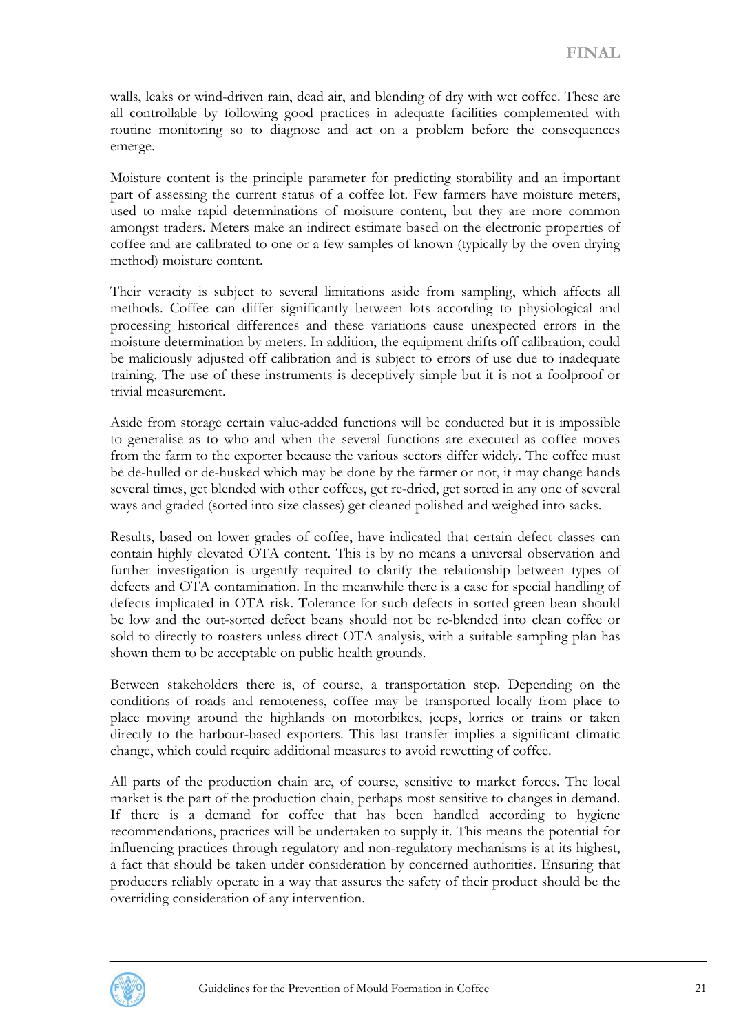walls, leaks or wind-driven rain, dead air, and blending of dry with wet coffee. These are all controllable by following good practices in adequate facilities complemented with routine monitoring so to diagnose and act on a problem before the consequences emerge.

Moisture content is the principle parameter for predicting storability and an important part of assessing the current status of a coffee lot. Few farmers have moisture meters, used to make rapid determinations of moisture content, but they are more common amongst traders. Meters make an indirect estimate based on the electronic properties of coffee and are calibrated to one or a few samples of known (typically by the oven drying method) moisture content.

Their veracity is subject to several limitations aside from sampling, which affects all methods. Coffee can differ significantly between lots according to physiological and processing historical differences and these variations cause unexpected errors in the moisture determination by meters. In addition, the equipment drifts off calibration, could be maliciously adjusted off calibration and is subject to errors of use due to inadequate training. The use of these instruments is deceptively simple but it is not a foolproof or trivial measurement.

Aside from storage certain value-added functions will be conducted but it is impossible to generalise as to who and when the several functions are executed as coffee moves from the farm to the exporter because the various sectors differ widely. The coffee must be de-hulled or de-husked which may be done by the farmer or not, it may change hands several times, get blended with other coffees, get re-dried, get sorted in any one of several ways and graded (sorted into size classes) get cleaned polished and weighed into sacks.

Results, based on lower grades of coffee, have indicated that certain defect classes can contain highly elevated OTA content. This is by no means a universal observation and further investigation is urgently required to clarify the relationship between types of defects and OTA contamination. In the meanwhile there is a case for special handling of defects implicated in OTA risk. Tolerance for such defects in sorted green bean should be low and the out-sorted defect beans should not be re-blended into clean coffee or sold to directly to roasters unless direct OTA analysis, with a suitable sampling plan has shown them to be acceptable on public health grounds.

Between stakeholders there is, of course, a transportation step. Depending on the conditions of roads and remoteness, coffee may be transported locally from place to place moving around the highlands on motorbikes, jeeps, lorries or trains or taken directly to the harbour-based exporters. This last transfer implies a significant climatic change, which could require additional measures to avoid rewetting of coffee.

All parts of the production chain are, of course, sensitive to market forces. The local market is the part of the production chain, perhaps most sensitive to changes in demand. If there is a demand for coffee that has been handled according to hygiene recommendations, practices will be undertaken to supply it. This means the potential for influencing practices through regulatory and non-regulatory mechanisms is at its highest, a fact that should be taken under consideration by concerned authorities. Ensuring that producers reliably operate in a way that assures the safety of their product should be the overriding consideration of any intervention.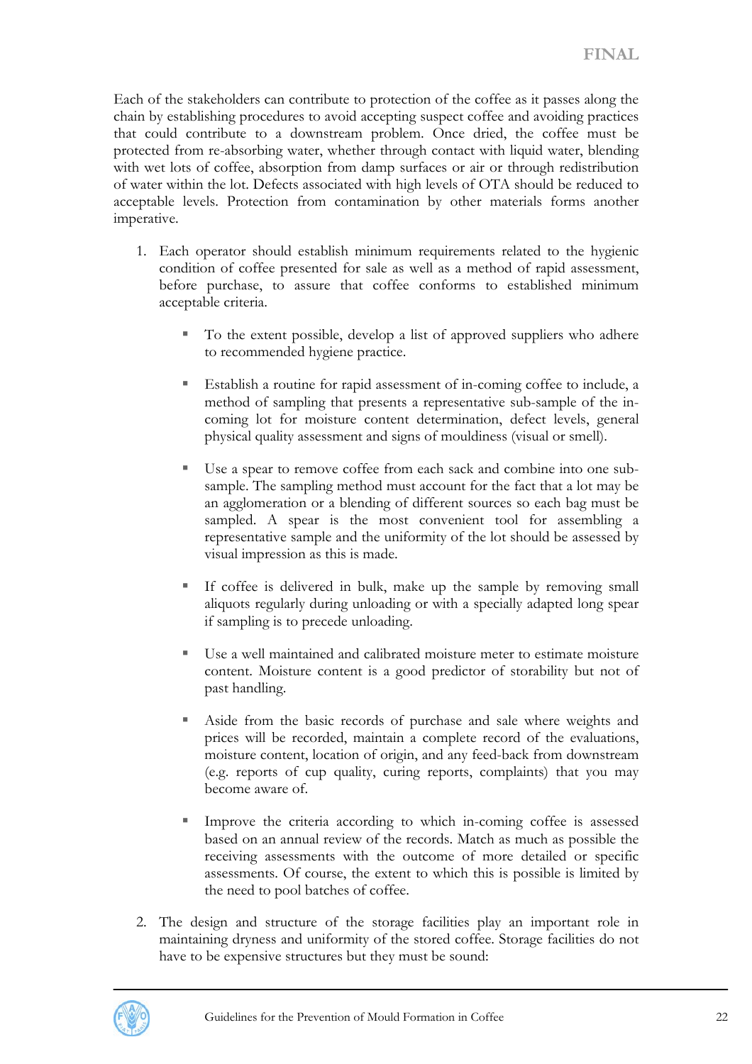Each of the stakeholders can contribute to protection of the coffee as it passes along the chain by establishing procedures to avoid accepting suspect coffee and avoiding practices that could contribute to a downstream problem. Once dried, the coffee must be protected from re-absorbing water, whether through contact with liquid water, blending with wet lots of coffee, absorption from damp surfaces or air or through redistribution of water within the lot. Defects associated with high levels of OTA should be reduced to acceptable levels. Protection from contamination by other materials forms another imperative.

1. Each operator should establish minimum requirements related to the hygienic condition of coffee presented for sale as well as a method of rapid assessment, before purchase, to assure that coffee conforms to established minimum acceptable criteria.

    - To the extent possible, develop a list of approved suppliers who adhere to recommended hygiene practice.

    - Establish a routine for rapid assessment of in-coming coffee to include, a method of sampling that presents a representative sub-sample of the in-coming lot for moisture content determination, defect levels, general physical quality assessment and signs of mouldiness (visual or smell).

    - Use a spear to remove coffee from each sack and combine into one sub-sample. The sampling method must account for the fact that a lot may be an agglomeration or a blending of different sources so each bag must be sampled. A spear is the most convenient tool for assembling a representative sample and the uniformity of the lot should be assessed by visual impression as this is made.

    - If coffee is delivered in bulk, make up the sample by removing small aliquots regularly during unloading or with a specially adapted long spear if sampling is to precede unloading.

    - Use a well maintained and calibrated moisture meter to estimate moisture content. Moisture content is a good predictor of storability but not of past handling.

    - Aside from the basic records of purchase and sale where weights and prices will be recorded, maintain a complete record of the evaluations, moisture content, location of origin, and any feed-back from downstream (e.g. reports of cup quality, curing reports, complaints) that you may become aware of.

    - Improve the criteria according to which in-coming coffee is assessed based on an annual review of the records. Match as much as possible the receiving assessments with the outcome of more detailed or specific assessments. Of course, the extent to which this is possible is limited by the need to pool batches of coffee.

2. The design and structure of the storage facilities play an important role in maintaining dryness and uniformity of the stored coffee. Storage facilities do not have to be expensive structures but they must be sound: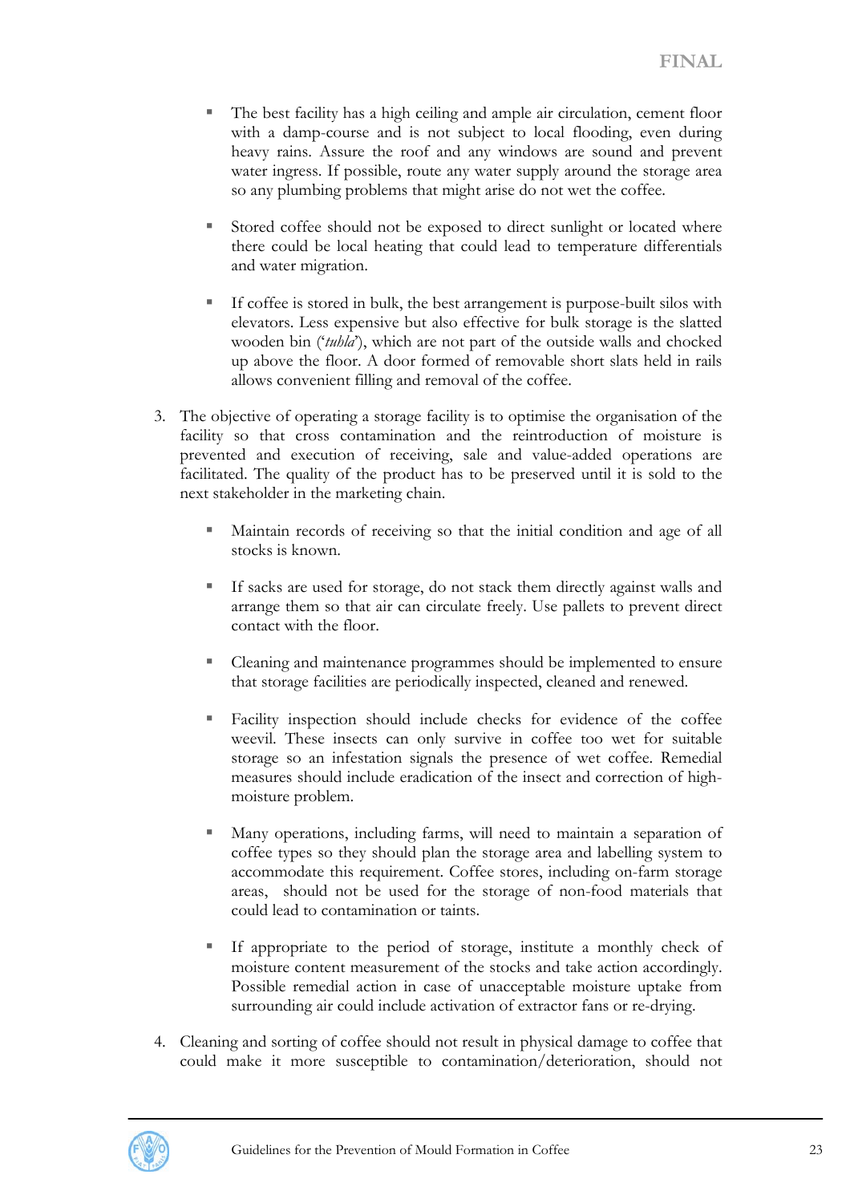- The best facility has a high ceiling and ample air circulation, cement floor with a damp-course and is not subject to local flooding, even during heavy rains. Assure the roof and any windows are sound and prevent water ingress. If possible, route any water supply around the storage area so any plumbing problems that might arise do not wet the coffee.

- Stored coffee should not be exposed to direct sunlight or located where there could be local heating that could lead to temperature differentials and water migration.

- If coffee is stored in bulk, the best arrangement is purpose-built silos with elevators. Less expensive but also effective for bulk storage is the slatted wooden bin ('*tulha*'), which are not part of the outside walls and chocked up above the floor. A door formed of removable short slats held in rails allows convenient filling and removal of the coffee.

3. The objective of operating a storage facility is to optimise the organisation of the facility so that cross contamination and the reintroduction of moisture is prevented and execution of receiving, sale and value-added operations are facilitated. The quality of the product has to be preserved until it is sold to the next stakeholder in the marketing chain.

   - Maintain records of receiving so that the initial condition and age of all stocks is known.

   - If sacks are used for storage, do not stack them directly against walls and arrange them so that air can circulate freely. Use pallets to prevent direct contact with the floor.

   - Cleaning and maintenance programmes should be implemented to ensure that storage facilities are periodically inspected, cleaned and renewed.

   - Facility inspection should include checks for evidence of the coffee weevil. These insects can only survive in coffee too wet for suitable storage so an infestation signals the presence of wet coffee. Remedial measures should include eradication of the insect and correction of high-moisture problem.

   - Many operations, including farms, will need to maintain a separation of coffee types so they should plan the storage area and labelling system to accommodate this requirement. Coffee stores, including on-farm storage areas, should not be used for the storage of non-food materials that could lead to contamination or taints.

   - If appropriate to the period of storage, institute a monthly check of moisture content measurement of the stocks and take action accordingly. Possible remedial action in case of unacceptable moisture uptake from surrounding air could include activation of extractor fans or re-drying.

4. Cleaning and sorting of coffee should not result in physical damage to coffee that could make it more susceptible to contamination/deterioration, should not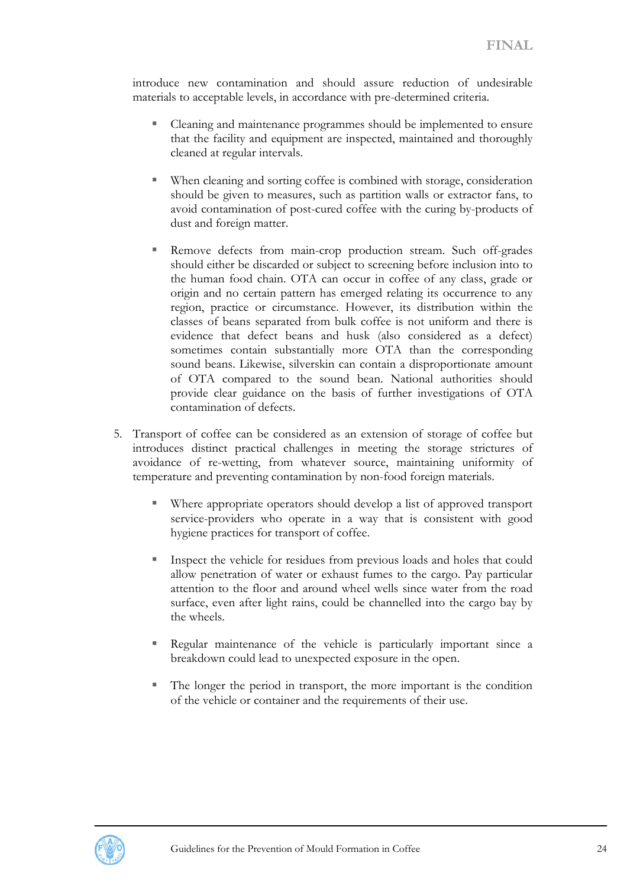introduce new contamination and should assure reduction of undesirable materials to acceptable levels, in accordance with pre-determined criteria.

- Cleaning and maintenance programmes should be implemented to ensure that the facility and equipment are inspected, maintained and thoroughly cleaned at regular intervals.

- When cleaning and sorting coffee is combined with storage, consideration should be given to measures, such as partition walls or extractor fans, to avoid contamination of post-cured coffee with the curing by-products of dust and foreign matter.

- Remove defects from main-crop production stream. Such off-grades should either be discarded or subject to screening before inclusion into to the human food chain. OTA can occur in coffee of any class, grade or origin and no certain pattern has emerged relating its occurrence to any region, practice or circumstance. However, its distribution within the classes of beans separated from bulk coffee is not uniform and there is evidence that defect beans and husk (also considered as a defect) sometimes contain substantially more OTA than the corresponding sound beans. Likewise, silverskin can contain a disproportionate amount of OTA compared to the sound bean. National authorities should provide clear guidance on the basis of further investigations of OTA contamination of defects.

5. Transport of coffee can be considered as an extension of storage of coffee but introduces distinct practical challenges in meeting the storage strictures of avoidance of re-wetting, from whatever source, maintaining uniformity of temperature and preventing contamination by non-food foreign materials.

   - Where appropriate operators should develop a list of approved transport service-providers who operate in a way that is consistent with good hygiene practices for transport of coffee.

   - Inspect the vehicle for residues from previous loads and holes that could allow penetration of water or exhaust fumes to the cargo. Pay particular attention to the floor and around wheel wells since water from the road surface, even after light rains, could be channelled into the cargo bay by the wheels.

   - Regular maintenance of the vehicle is particularly important since a breakdown could lead to unexpected exposure in the open.

   - The longer the period in transport, the more important is the condition of the vehicle or container and the requirements of their use.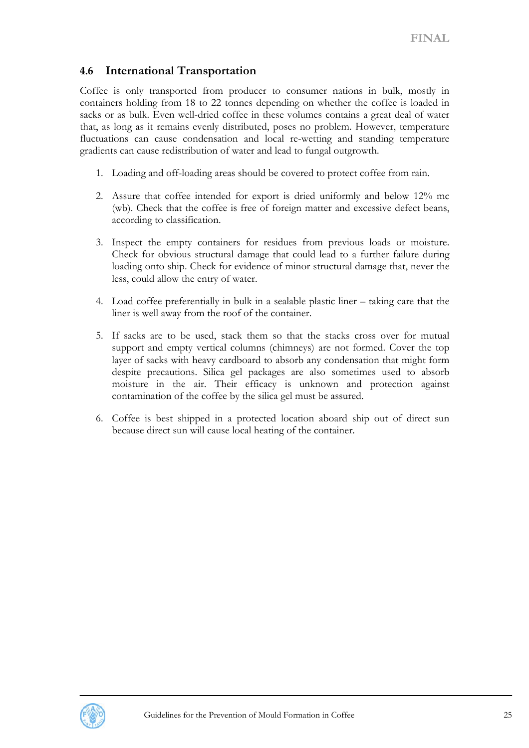## 4.6 International Transportation

Coffee is only transported from producer to consumer nations in bulk, mostly in containers holding from 18 to 22 tonnes depending on whether the coffee is loaded in sacks or as bulk. Even well-dried coffee in these volumes contains a great deal of water that, as long as it remains evenly distributed, poses no problem. However, temperature fluctuations can cause condensation and local re-wetting and standing temperature gradients can cause redistribution of water and lead to fungal outgrowth.

1. Loading and off-loading areas should be covered to protect coffee from rain.

2. Assure that coffee intended for export is dried uniformly and below 12% mc (wb). Check that the coffee is free of foreign matter and excessive defect beans, according to classification.

3. Inspect the empty containers for residues from previous loads or moisture. Check for obvious structural damage that could lead to a further failure during loading onto ship. Check for evidence of minor structural damage that, never the less, could allow the entry of water.

4. Load coffee preferentially in bulk in a sealable plastic liner – taking care that the liner is well away from the roof of the container.

5. If sacks are to be used, stack them so that the stacks cross over for mutual support and empty vertical columns (chimneys) are not formed. Cover the top layer of sacks with heavy cardboard to absorb any condensation that might form despite precautions. Silica gel packages are also sometimes used to absorb moisture in the air. Their efficacy is unknown and protection against contamination of the coffee by the silica gel must be assured.

6. Coffee is best shipped in a protected location aboard ship out of direct sun because direct sun will cause local heating of the container.